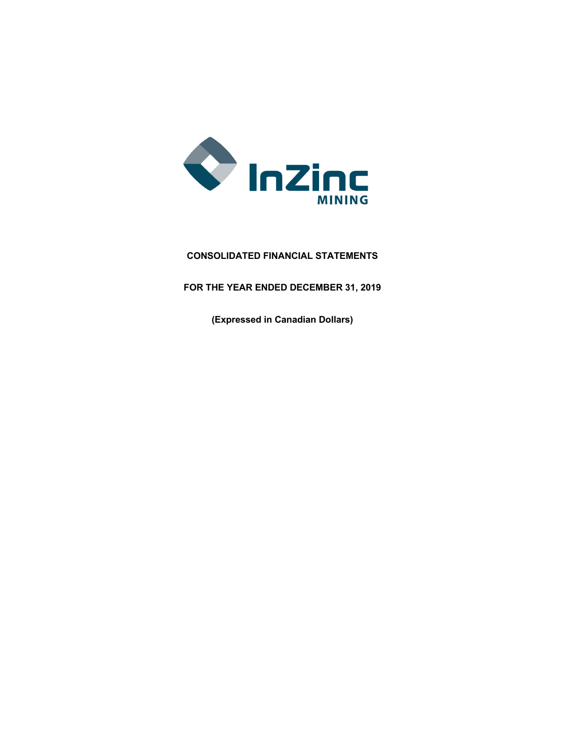InZinc
MINING

**CONSOLIDATED FINANCIAL STATEMENTS**

**FOR THE YEAR ENDED DECEMBER 31, 2019**

**(Expressed in Canadian Dollars)**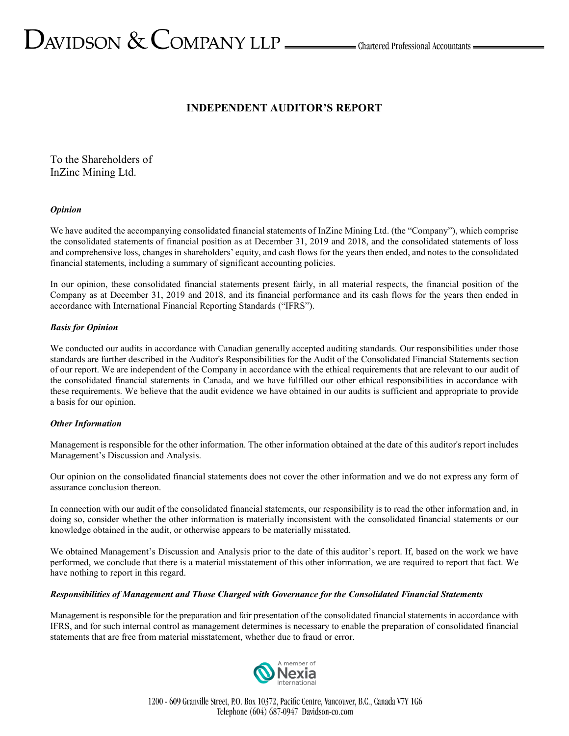# INDEPENDENT AUDITOR'S REPORT

To the Shareholders of
InZinc Mining Ltd.

### *Opinion*

We have audited the accompanying consolidated financial statements of InZinc Mining Ltd. (the "Company"), which comprise the consolidated statements of financial position as at December 31, 2019 and 2018, and the consolidated statements of loss and comprehensive loss, changes in shareholders' equity, and cash flows for the years then ended, and notes to the consolidated financial statements, including a summary of significant accounting policies.

In our opinion, these consolidated financial statements present fairly, in all material respects, the financial position of the Company as at December 31, 2019 and 2018, and its financial performance and its cash flows for the years then ended in accordance with International Financial Reporting Standards ("IFRS").

### *Basis for Opinion*

We conducted our audits in accordance with Canadian generally accepted auditing standards. Our responsibilities under those standards are further described in the Auditor's Responsibilities for the Audit of the Consolidated Financial Statements section of our report. We are independent of the Company in accordance with the ethical requirements that are relevant to our audit of the consolidated financial statements in Canada, and we have fulfilled our other ethical responsibilities in accordance with these requirements. We believe that the audit evidence we have obtained in our audits is sufficient and appropriate to provide a basis for our opinion.

### *Other Information*

Management is responsible for the other information. The other information obtained at the date of this auditor's report includes Management's Discussion and Analysis.

Our opinion on the consolidated financial statements does not cover the other information and we do not express any form of assurance conclusion thereon.

In connection with our audit of the consolidated financial statements, our responsibility is to read the other information and, in doing so, consider whether the other information is materially inconsistent with the consolidated financial statements or our knowledge obtained in the audit, or otherwise appears to be materially misstated.

We obtained Management's Discussion and Analysis prior to the date of this auditor's report. If, based on the work we have performed, we conclude that there is a material misstatement of this other information, we are required to report that fact. We have nothing to report in this regard.

### *Responsibilities of Management and Those Charged with Governance for the Consolidated Financial Statements*

Management is responsible for the preparation and fair presentation of the consolidated financial statements in accordance with IFRS, and for such internal control as management determines is necessary to enable the preparation of consolidated financial statements that are free from material misstatement, whether due to fraud or error.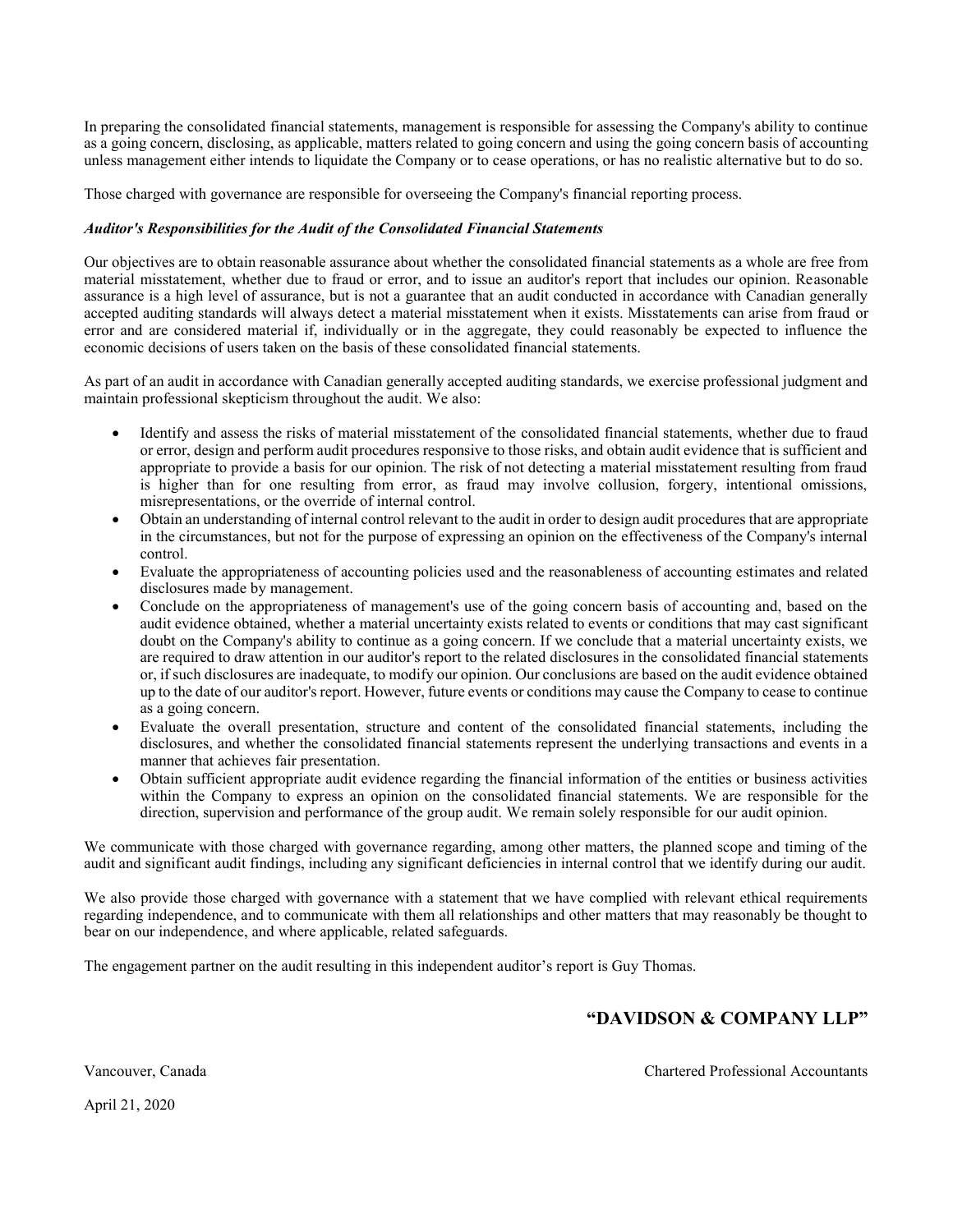In preparing the consolidated financial statements, management is responsible for assessing the Company's ability to continue as a going concern, disclosing, as applicable, matters related to going concern and using the going concern basis of accounting unless management either intends to liquidate the Company or to cease operations, or has no realistic alternative but to do so.

Those charged with governance are responsible for overseeing the Company's financial reporting process.

***Auditor's Responsibilities for the Audit of the Consolidated Financial Statements***

Our objectives are to obtain reasonable assurance about whether the consolidated financial statements as a whole are free from material misstatement, whether due to fraud or error, and to issue an auditor's report that includes our opinion. Reasonable assurance is a high level of assurance, but is not a guarantee that an audit conducted in accordance with Canadian generally accepted auditing standards will always detect a material misstatement when it exists. Misstatements can arise from fraud or error and are considered material if, individually or in the aggregate, they could reasonably be expected to influence the economic decisions of users taken on the basis of these consolidated financial statements.

As part of an audit in accordance with Canadian generally accepted auditing standards, we exercise professional judgment and maintain professional skepticism throughout the audit. We also:

- Identify and assess the risks of material misstatement of the consolidated financial statements, whether due to fraud or error, design and perform audit procedures responsive to those risks, and obtain audit evidence that is sufficient and appropriate to provide a basis for our opinion. The risk of not detecting a material misstatement resulting from fraud is higher than for one resulting from error, as fraud may involve collusion, forgery, intentional omissions, misrepresentations, or the override of internal control.
- Obtain an understanding of internal control relevant to the audit in order to design audit procedures that are appropriate in the circumstances, but not for the purpose of expressing an opinion on the effectiveness of the Company's internal control.
- Evaluate the appropriateness of accounting policies used and the reasonableness of accounting estimates and related disclosures made by management.
- Conclude on the appropriateness of management's use of the going concern basis of accounting and, based on the audit evidence obtained, whether a material uncertainty exists related to events or conditions that may cast significant doubt on the Company's ability to continue as a going concern. If we conclude that a material uncertainty exists, we are required to draw attention in our auditor's report to the related disclosures in the consolidated financial statements or, if such disclosures are inadequate, to modify our opinion. Our conclusions are based on the audit evidence obtained up to the date of our auditor's report. However, future events or conditions may cause the Company to cease to continue as a going concern.
- Evaluate the overall presentation, structure and content of the consolidated financial statements, including the disclosures, and whether the consolidated financial statements represent the underlying transactions and events in a manner that achieves fair presentation.
- Obtain sufficient appropriate audit evidence regarding the financial information of the entities or business activities within the Company to express an opinion on the consolidated financial statements. We are responsible for the direction, supervision and performance of the group audit. We remain solely responsible for our audit opinion.

We communicate with those charged with governance regarding, among other matters, the planned scope and timing of the audit and significant audit findings, including any significant deficiencies in internal control that we identify during our audit.

We also provide those charged with governance with a statement that we have complied with relevant ethical requirements regarding independence, and to communicate with them all relationships and other matters that may reasonably be thought to bear on our independence, and where applicable, related safeguards.

The engagement partner on the audit resulting in this independent auditor's report is Guy Thomas.

**"DAVIDSON & COMPANY LLP"**

Vancouver, Canada

Chartered Professional Accountants

April 21, 2020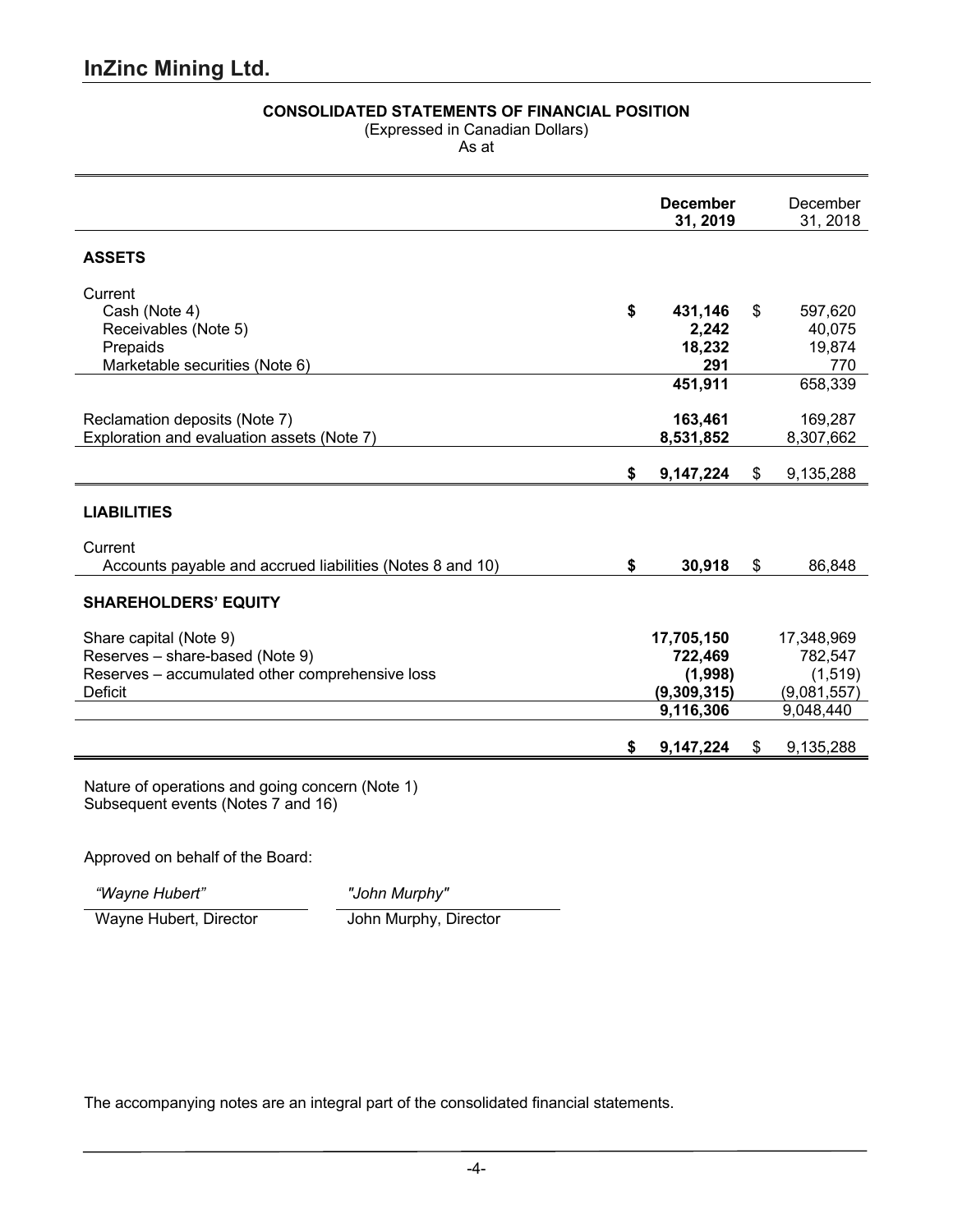# InZinc Mining Ltd.

**CONSOLIDATED STATEMENTS OF FINANCIAL POSITION**

(Expressed in Canadian Dollars)

As at

| | **December 31, 2019** | December 31, 2018 |
|---|---|---|
| **ASSETS** | | |
| Current | | |
| Cash (Note 4) | **$ 431,146** | $ 597,620 |
| Receivables (Note 5) | **2,242** | 40,075 |
| Prepaids | **18,232** | 19,874 |
| Marketable securities (Note 6) | **291** | 770 |
| | **451,911** | 658,339 |
| Reclamation deposits (Note 7) | **163,461** | 169,287 |
| Exploration and evaluation assets (Note 7) | **8,531,852** | 8,307,662 |
| | **$ 9,147,224** | $ 9,135,288 |
| **LIABILITIES** | | |
| Current | | |
| Accounts payable and accrued liabilities (Notes 8 and 10) | **$ 30,918** | $ 86,848 |
| **SHAREHOLDERS' EQUITY** | | |
| Share capital (Note 9) | **17,705,150** | 17,348,969 |
| Reserves – share-based (Note 9) | **722,469** | 782,547 |
| Reserves – accumulated other comprehensive loss | **(1,998)** | (1,519) |
| Deficit | **(9,309,315)** | (9,081,557) |
| | **9,116,306** | 9,048,440 |
| | **$ 9,147,224** | $ 9,135,288 |

Nature of operations and going concern (Note 1)
Subsequent events (Notes 7 and 16)

Approved on behalf of the Board:

| *"Wayne Hubert"* | *"John Murphy"* |
|---|---|
| Wayne Hubert, Director | John Murphy, Director |

The accompanying notes are an integral part of the consolidated financial statements.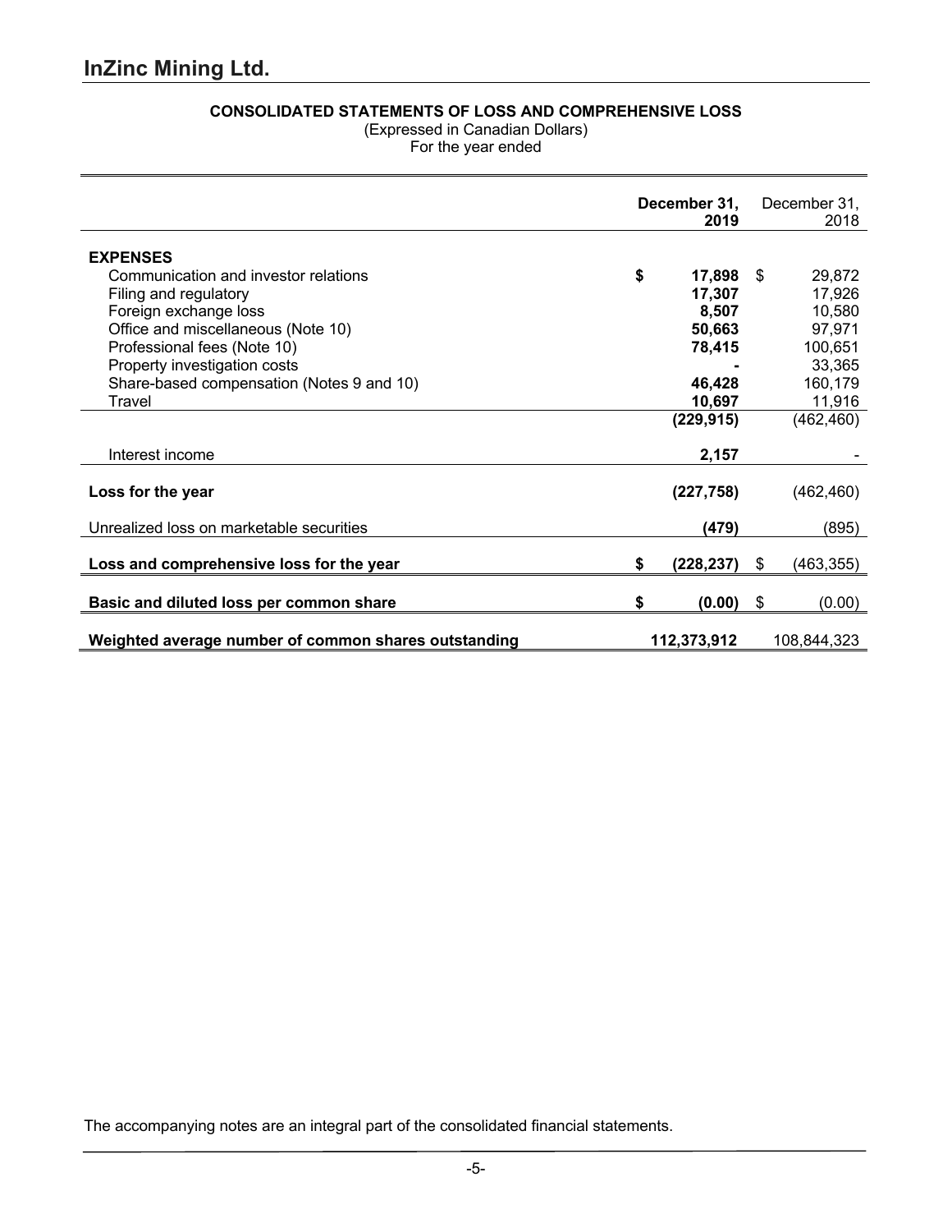# InZinc Mining Ltd.

**CONSOLIDATED STATEMENTS OF LOSS AND COMPREHENSIVE LOSS**

(Expressed in Canadian Dollars)

For the year ended

| | December 31, 2019 | December 31, 2018 |
|---|---|---|
| **EXPENSES** | | |
| Communication and investor relations | **$ 17,898** | $ 29,872 |
| Filing and regulatory | **17,307** | 17,926 |
| Foreign exchange loss | **8,507** | 10,580 |
| Office and miscellaneous (Note 10) | **50,663** | 97,971 |
| Professional fees (Note 10) | **78,415** | 100,651 |
| Property investigation costs | **-** | 33,365 |
| Share-based compensation (Notes 9 and 10) | **46,428** | 160,179 |
| Travel | **10,697** | 11,916 |
| | **(229,915)** | (462,460) |
| Interest income | **2,157** | - |
| **Loss for the year** | **(227,758)** | (462,460) |
| Unrealized loss on marketable securities | **(479)** | (895) |
| **Loss and comprehensive loss for the year** | **$ (228,237)** | $ (463,355) |
| **Basic and diluted loss per common share** | **$ (0.00)** | $ (0.00) |
| **Weighted average number of common shares outstanding** | **112,373,912** | 108,844,323 |

The accompanying notes are an integral part of the consolidated financial statements.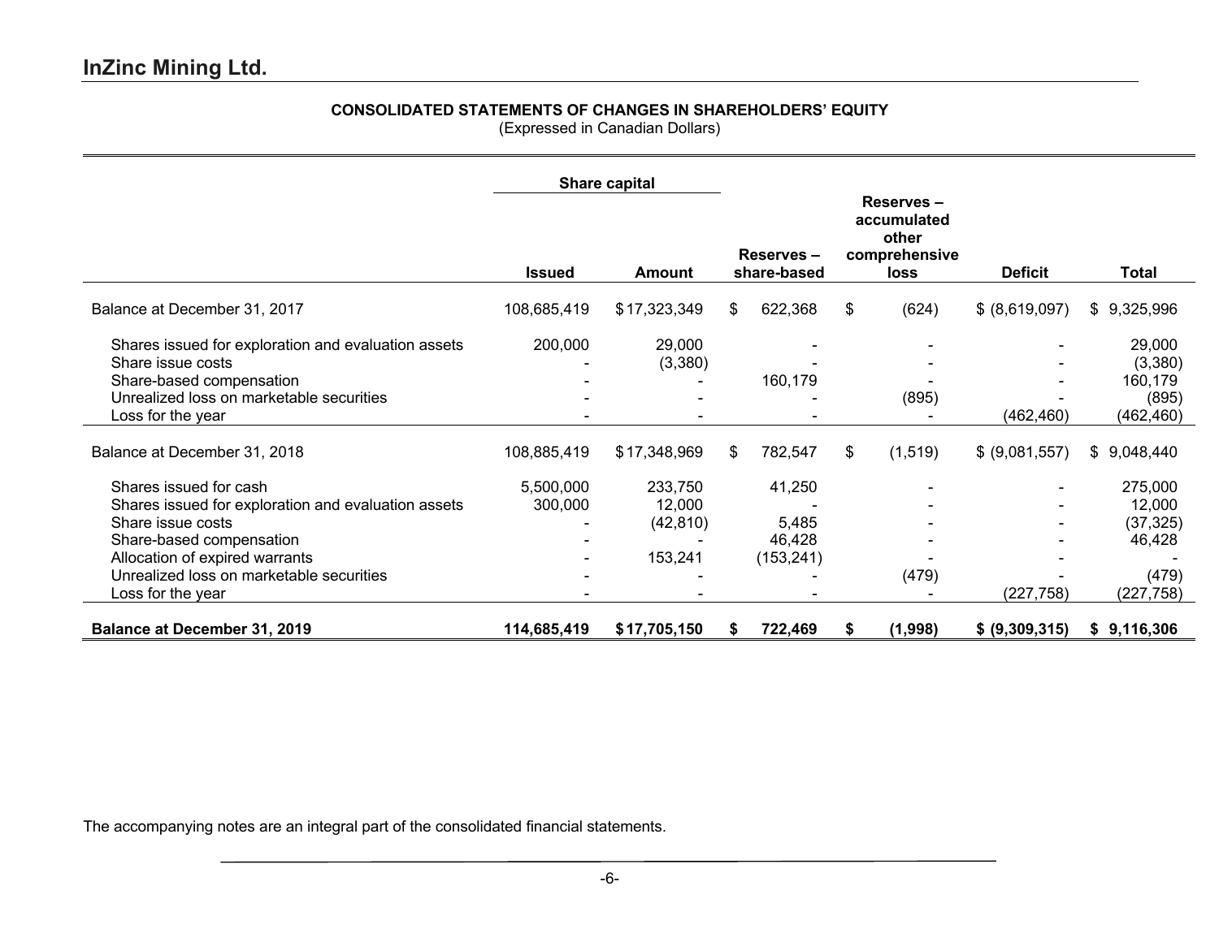# InZinc Mining Ltd.

## CONSOLIDATED STATEMENTS OF CHANGES IN SHAREHOLDERS' EQUITY

(Expressed in Canadian Dollars)

| | Share capital | | | | | |
|---|---|---|---|---|---|---|
| | Issued | Amount | Reserves – share-based | Reserves – accumulated other comprehensive loss | Deficit | Total |
| Balance at December 31, 2017 | 108,685,419 | $ 17,323,349 | $ 622,368 | $ (624) | $ (8,619,097) | $ 9,325,996 |
| Shares issued for exploration and evaluation assets | 200,000 | 29,000 | - | - | - | 29,000 |
| Share issue costs | - | (3,380) | - | - | - | (3,380) |
| Share-based compensation | - | - | 160,179 | - | - | 160,179 |
| Unrealized loss on marketable securities | - | - | - | (895) | - | (895) |
| Loss for the year | - | - | - | - | (462,460) | (462,460) |
| Balance at December 31, 2018 | 108,885,419 | $ 17,348,969 | $ 782,547 | $ (1,519) | $ (9,081,557) | $ 9,048,440 |
| Shares issued for cash | 5,500,000 | 233,750 | 41,250 | - | - | 275,000 |
| Shares issued for exploration and evaluation assets | 300,000 | 12,000 | - | - | - | 12,000 |
| Share issue costs | - | (42,810) | 5,485 | - | - | (37,325) |
| Share-based compensation | - | - | 46,428 | - | - | 46,428 |
| Allocation of expired warrants | - | 153,241 | (153,241) | - | - | - |
| Unrealized loss on marketable securities | - | - | - | (479) | - | (479) |
| Loss for the year | - | - | - | - | (227,758) | (227,758) |
| **Balance at December 31, 2019** | **114,685,419** | **$ 17,705,150** | **$ 722,469** | **$ (1,998)** | **$ (9,309,315)** | **$ 9,116,306** |

The accompanying notes are an integral part of the consolidated financial statements.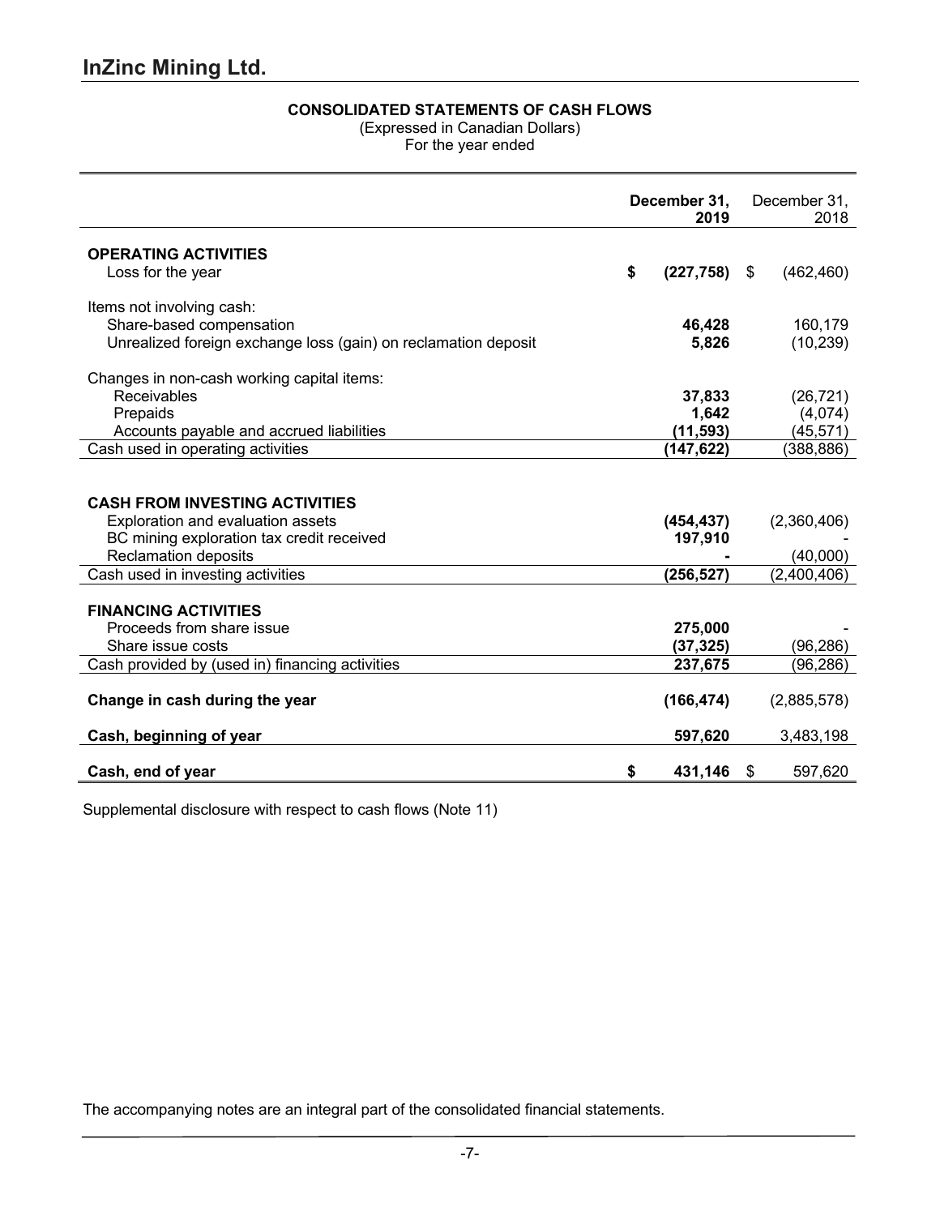# InZinc Mining Ltd.

**CONSOLIDATED STATEMENTS OF CASH FLOWS**
(Expressed in Canadian Dollars)
For the year ended

| | **December 31, 2019** | December 31, 2018 |
|---|---|---|
| **OPERATING ACTIVITIES** | | |
| Loss for the year | **$ (227,758)** | $ (462,460) |
| Items not involving cash: | | |
| Share-based compensation | **46,428** | 160,179 |
| Unrealized foreign exchange loss (gain) on reclamation deposit | **5,826** | (10,239) |
| Changes in non-cash working capital items: | | |
| Receivables | **37,833** | (26,721) |
| Prepaids | **1,642** | (4,074) |
| Accounts payable and accrued liabilities | **(11,593)** | (45,571) |
| Cash used in operating activities | **(147,622)** | (388,886) |
| **CASH FROM INVESTING ACTIVITIES** | | |
| Exploration and evaluation assets | **(454,437)** | (2,360,406) |
| BC mining exploration tax credit received | **197,910** | - |
| Reclamation deposits | **-** | (40,000) |
| Cash used in investing activities | **(256,527)** | (2,400,406) |
| **FINANCING ACTIVITIES** | | |
| Proceeds from share issue | **275,000** | - |
| Share issue costs | **(37,325)** | (96,286) |
| Cash provided by (used in) financing activities | **237,675** | (96,286) |
| **Change in cash during the year** | **(166,474)** | (2,885,578) |
| **Cash, beginning of year** | **597,620** | 3,483,198 |
| **Cash, end of year** | **$ 431,146** | $ 597,620 |

Supplemental disclosure with respect to cash flows (Note 11)

The accompanying notes are an integral part of the consolidated financial statements.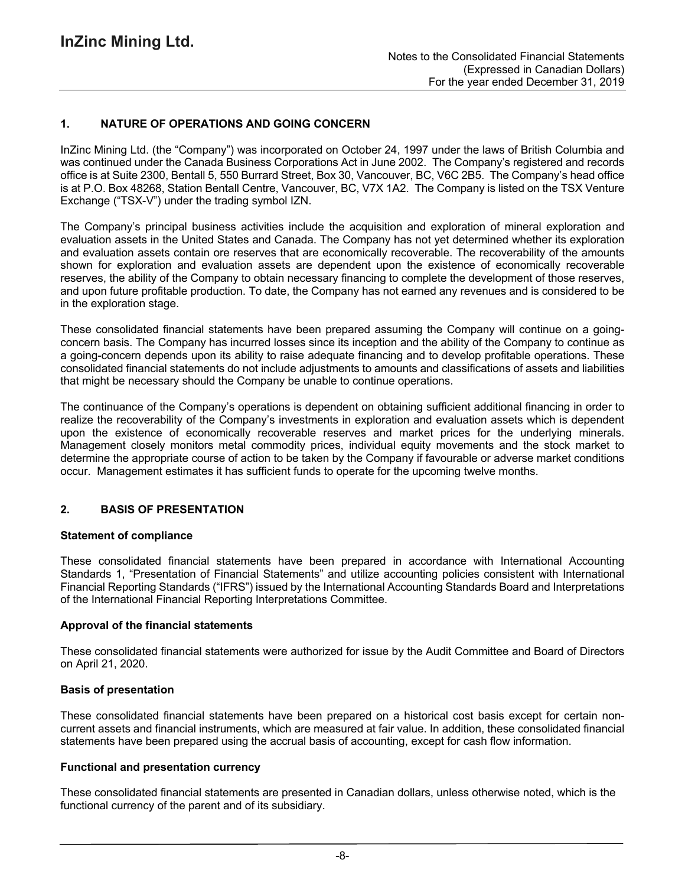## 1. NATURE OF OPERATIONS AND GOING CONCERN

InZinc Mining Ltd. (the "Company") was incorporated on October 24, 1997 under the laws of British Columbia and was continued under the Canada Business Corporations Act in June 2002. The Company's registered and records office is at Suite 2300, Bentall 5, 550 Burrard Street, Box 30, Vancouver, BC, V6C 2B5. The Company's head office is at P.O. Box 48268, Station Bentall Centre, Vancouver, BC, V7X 1A2. The Company is listed on the TSX Venture Exchange ("TSX-V") under the trading symbol IZN.

The Company's principal business activities include the acquisition and exploration of mineral exploration and evaluation assets in the United States and Canada. The Company has not yet determined whether its exploration and evaluation assets contain ore reserves that are economically recoverable. The recoverability of the amounts shown for exploration and evaluation assets are dependent upon the existence of economically recoverable reserves, the ability of the Company to obtain necessary financing to complete the development of those reserves, and upon future profitable production. To date, the Company has not earned any revenues and is considered to be in the exploration stage.

These consolidated financial statements have been prepared assuming the Company will continue on a going-concern basis. The Company has incurred losses since its inception and the ability of the Company to continue as a going-concern depends upon its ability to raise adequate financing and to develop profitable operations. These consolidated financial statements do not include adjustments to amounts and classifications of assets and liabilities that might be necessary should the Company be unable to continue operations.

The continuance of the Company's operations is dependent on obtaining sufficient additional financing in order to realize the recoverability of the Company's investments in exploration and evaluation assets which is dependent upon the existence of economically recoverable reserves and market prices for the underlying minerals. Management closely monitors metal commodity prices, individual equity movements and the stock market to determine the appropriate course of action to be taken by the Company if favourable or adverse market conditions occur. Management estimates it has sufficient funds to operate for the upcoming twelve months.

## 2. BASIS OF PRESENTATION

### Statement of compliance

These consolidated financial statements have been prepared in accordance with International Accounting Standards 1, "Presentation of Financial Statements" and utilize accounting policies consistent with International Financial Reporting Standards ("IFRS") issued by the International Accounting Standards Board and Interpretations of the International Financial Reporting Interpretations Committee.

### Approval of the financial statements

These consolidated financial statements were authorized for issue by the Audit Committee and Board of Directors on April 21, 2020.

### Basis of presentation

These consolidated financial statements have been prepared on a historical cost basis except for certain non-current assets and financial instruments, which are measured at fair value. In addition, these consolidated financial statements have been prepared using the accrual basis of accounting, except for cash flow information.

### Functional and presentation currency

These consolidated financial statements are presented in Canadian dollars, unless otherwise noted, which is the functional currency of the parent and of its subsidiary.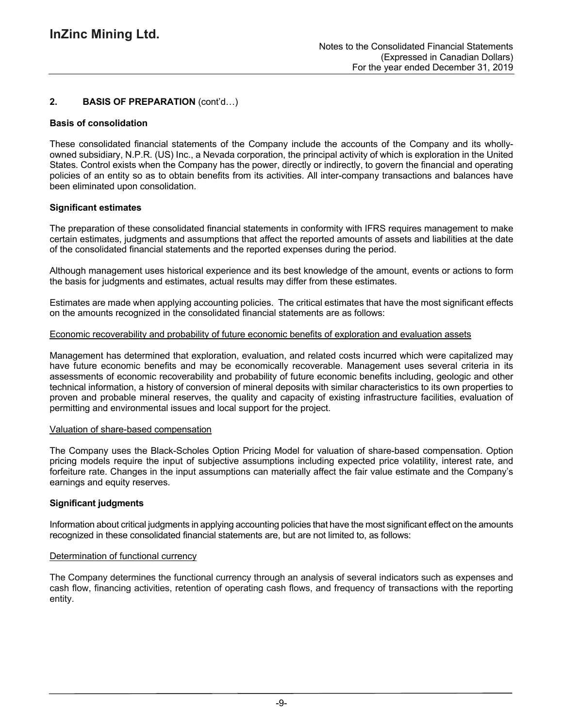## 2. BASIS OF PREPARATION (cont'd…)

### Basis of consolidation

These consolidated financial statements of the Company include the accounts of the Company and its wholly-owned subsidiary, N.P.R. (US) Inc., a Nevada corporation, the principal activity of which is exploration in the United States. Control exists when the Company has the power, directly or indirectly, to govern the financial and operating policies of an entity so as to obtain benefits from its activities. All inter-company transactions and balances have been eliminated upon consolidation.

### Significant estimates

The preparation of these consolidated financial statements in conformity with IFRS requires management to make certain estimates, judgments and assumptions that affect the reported amounts of assets and liabilities at the date of the consolidated financial statements and the reported expenses during the period.

Although management uses historical experience and its best knowledge of the amount, events or actions to form the basis for judgments and estimates, actual results may differ from these estimates.

Estimates are made when applying accounting policies. The critical estimates that have the most significant effects on the amounts recognized in the consolidated financial statements are as follows:

Economic recoverability and probability of future economic benefits of exploration and evaluation assets

Management has determined that exploration, evaluation, and related costs incurred which were capitalized may have future economic benefits and may be economically recoverable. Management uses several criteria in its assessments of economic recoverability and probability of future economic benefits including, geologic and other technical information, a history of conversion of mineral deposits with similar characteristics to its own properties to proven and probable mineral reserves, the quality and capacity of existing infrastructure facilities, evaluation of permitting and environmental issues and local support for the project.

Valuation of share-based compensation

The Company uses the Black-Scholes Option Pricing Model for valuation of share-based compensation. Option pricing models require the input of subjective assumptions including expected price volatility, interest rate, and forfeiture rate. Changes in the input assumptions can materially affect the fair value estimate and the Company's earnings and equity reserves.

### Significant judgments

Information about critical judgments in applying accounting policies that have the most significant effect on the amounts recognized in these consolidated financial statements are, but are not limited to, as follows:

Determination of functional currency

The Company determines the functional currency through an analysis of several indicators such as expenses and cash flow, financing activities, retention of operating cash flows, and frequency of transactions with the reporting entity.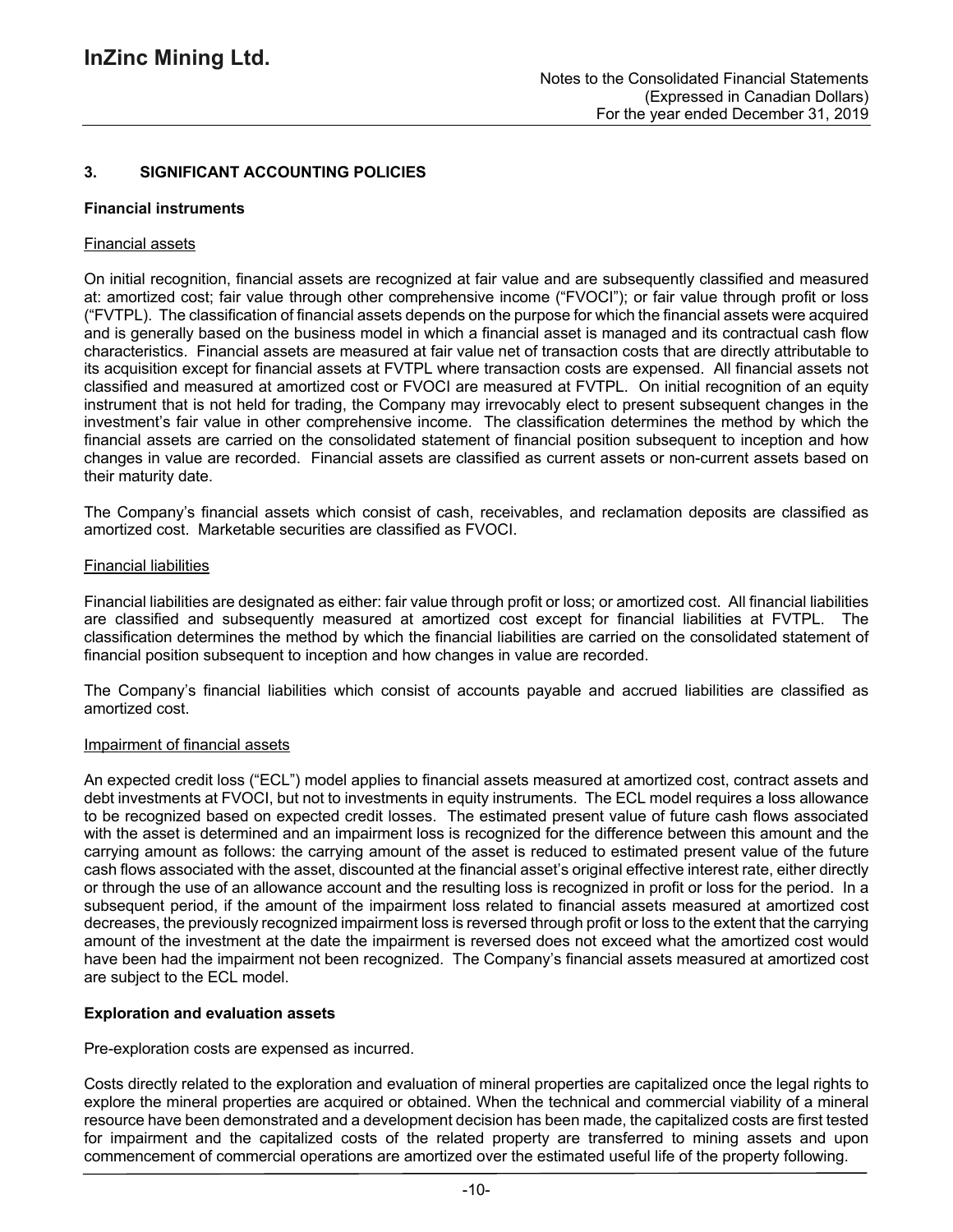### 3. SIGNIFICANT ACCOUNTING POLICIES

**Financial instruments**

Financial assets

On initial recognition, financial assets are recognized at fair value and are subsequently classified and measured at: amortized cost; fair value through other comprehensive income ("FVOCI"); or fair value through profit or loss ("FVTPL). The classification of financial assets depends on the purpose for which the financial assets were acquired and is generally based on the business model in which a financial asset is managed and its contractual cash flow characteristics. Financial assets are measured at fair value net of transaction costs that are directly attributable to its acquisition except for financial assets at FVTPL where transaction costs are expensed. All financial assets not classified and measured at amortized cost or FVOCI are measured at FVTPL. On initial recognition of an equity instrument that is not held for trading, the Company may irrevocably elect to present subsequent changes in the investment's fair value in other comprehensive income. The classification determines the method by which the financial assets are carried on the consolidated statement of financial position subsequent to inception and how changes in value are recorded. Financial assets are classified as current assets or non-current assets based on their maturity date.

The Company's financial assets which consist of cash, receivables, and reclamation deposits are classified as amortized cost. Marketable securities are classified as FVOCI.

Financial liabilities

Financial liabilities are designated as either: fair value through profit or loss; or amortized cost. All financial liabilities are classified and subsequently measured at amortized cost except for financial liabilities at FVTPL. The classification determines the method by which the financial liabilities are carried on the consolidated statement of financial position subsequent to inception and how changes in value are recorded.

The Company's financial liabilities which consist of accounts payable and accrued liabilities are classified as amortized cost.

Impairment of financial assets

An expected credit loss ("ECL") model applies to financial assets measured at amortized cost, contract assets and debt investments at FVOCI, but not to investments in equity instruments. The ECL model requires a loss allowance to be recognized based on expected credit losses. The estimated present value of future cash flows associated with the asset is determined and an impairment loss is recognized for the difference between this amount and the carrying amount as follows: the carrying amount of the asset is reduced to estimated present value of the future cash flows associated with the asset, discounted at the financial asset's original effective interest rate, either directly or through the use of an allowance account and the resulting loss is recognized in profit or loss for the period. In a subsequent period, if the amount of the impairment loss related to financial assets measured at amortized cost decreases, the previously recognized impairment loss is reversed through profit or loss to the extent that the carrying amount of the investment at the date the impairment is reversed does not exceed what the amortized cost would have been had the impairment not been recognized. The Company's financial assets measured at amortized cost are subject to the ECL model.

**Exploration and evaluation assets**

Pre-exploration costs are expensed as incurred.

Costs directly related to the exploration and evaluation of mineral properties are capitalized once the legal rights to explore the mineral properties are acquired or obtained. When the technical and commercial viability of a mineral resource have been demonstrated and a development decision has been made, the capitalized costs are first tested for impairment and the capitalized costs of the related property are transferred to mining assets and upon commencement of commercial operations are amortized over the estimated useful life of the property following.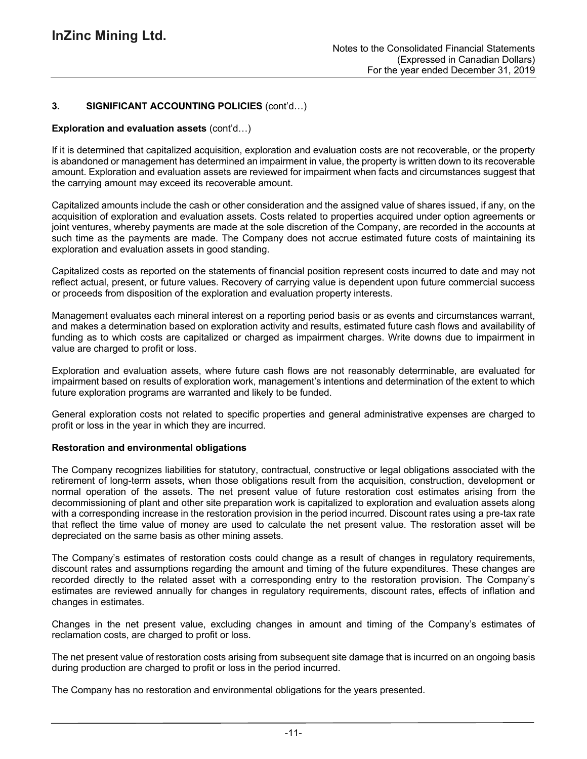## 3. SIGNIFICANT ACCOUNTING POLICIES (cont'd…)

**Exploration and evaluation assets** (cont'd…)

If it is determined that capitalized acquisition, exploration and evaluation costs are not recoverable, or the property is abandoned or management has determined an impairment in value, the property is written down to its recoverable amount. Exploration and evaluation assets are reviewed for impairment when facts and circumstances suggest that the carrying amount may exceed its recoverable amount.

Capitalized amounts include the cash or other consideration and the assigned value of shares issued, if any, on the acquisition of exploration and evaluation assets. Costs related to properties acquired under option agreements or joint ventures, whereby payments are made at the sole discretion of the Company, are recorded in the accounts at such time as the payments are made. The Company does not accrue estimated future costs of maintaining its exploration and evaluation assets in good standing.

Capitalized costs as reported on the statements of financial position represent costs incurred to date and may not reflect actual, present, or future values. Recovery of carrying value is dependent upon future commercial success or proceeds from disposition of the exploration and evaluation property interests.

Management evaluates each mineral interest on a reporting period basis or as events and circumstances warrant, and makes a determination based on exploration activity and results, estimated future cash flows and availability of funding as to which costs are capitalized or charged as impairment charges. Write downs due to impairment in value are charged to profit or loss.

Exploration and evaluation assets, where future cash flows are not reasonably determinable, are evaluated for impairment based on results of exploration work, management's intentions and determination of the extent to which future exploration programs are warranted and likely to be funded.

General exploration costs not related to specific properties and general administrative expenses are charged to profit or loss in the year in which they are incurred.

**Restoration and environmental obligations**

The Company recognizes liabilities for statutory, contractual, constructive or legal obligations associated with the retirement of long-term assets, when those obligations result from the acquisition, construction, development or normal operation of the assets. The net present value of future restoration cost estimates arising from the decommissioning of plant and other site preparation work is capitalized to exploration and evaluation assets along with a corresponding increase in the restoration provision in the period incurred. Discount rates using a pre-tax rate that reflect the time value of money are used to calculate the net present value. The restoration asset will be depreciated on the same basis as other mining assets.

The Company's estimates of restoration costs could change as a result of changes in regulatory requirements, discount rates and assumptions regarding the amount and timing of the future expenditures. These changes are recorded directly to the related asset with a corresponding entry to the restoration provision. The Company's estimates are reviewed annually for changes in regulatory requirements, discount rates, effects of inflation and changes in estimates.

Changes in the net present value, excluding changes in amount and timing of the Company's estimates of reclamation costs, are charged to profit or loss.

The net present value of restoration costs arising from subsequent site damage that is incurred on an ongoing basis during production are charged to profit or loss in the period incurred.

The Company has no restoration and environmental obligations for the years presented.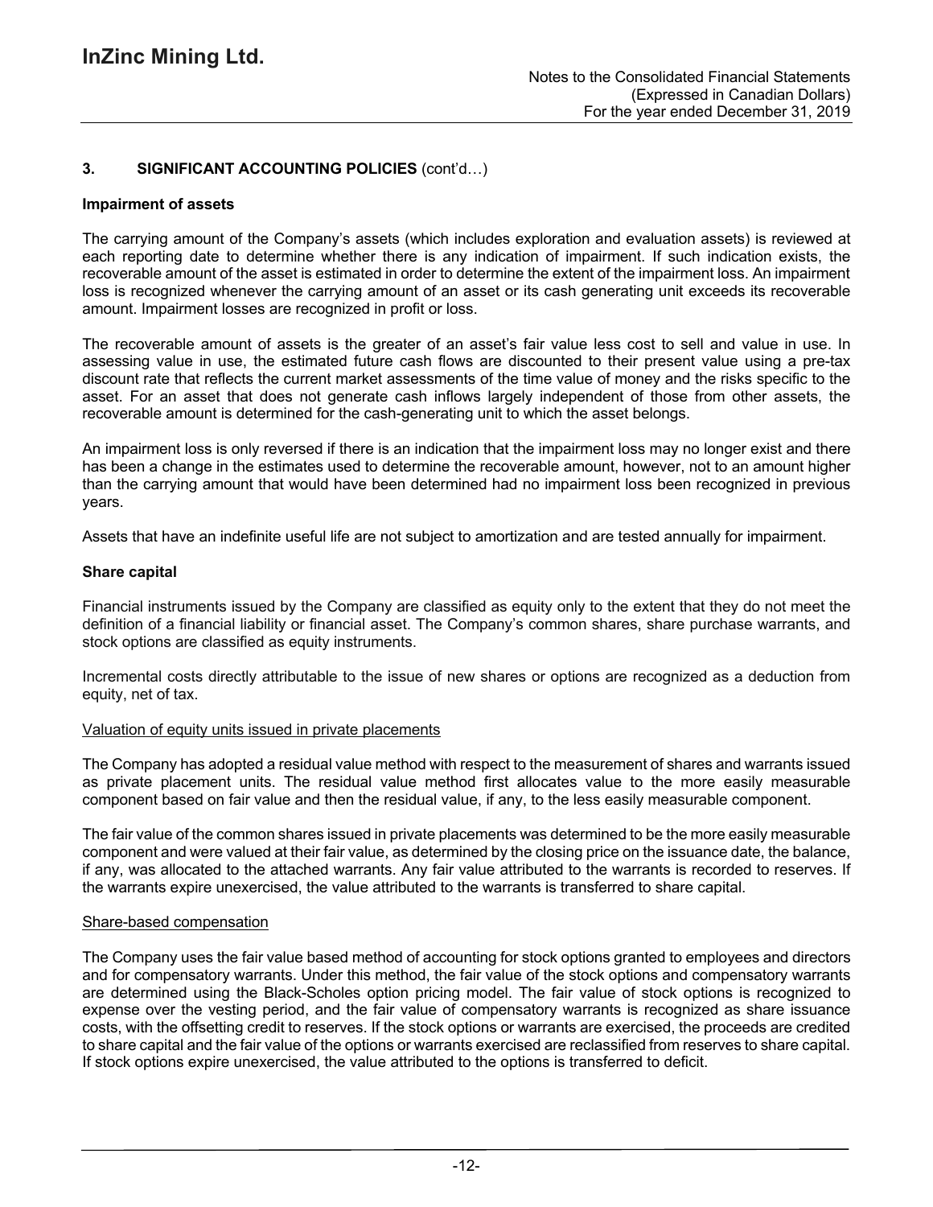## 3. SIGNIFICANT ACCOUNTING POLICIES (cont'd…)

### Impairment of assets

The carrying amount of the Company's assets (which includes exploration and evaluation assets) is reviewed at each reporting date to determine whether there is any indication of impairment. If such indication exists, the recoverable amount of the asset is estimated in order to determine the extent of the impairment loss. An impairment loss is recognized whenever the carrying amount of an asset or its cash generating unit exceeds its recoverable amount. Impairment losses are recognized in profit or loss.

The recoverable amount of assets is the greater of an asset's fair value less cost to sell and value in use. In assessing value in use, the estimated future cash flows are discounted to their present value using a pre-tax discount rate that reflects the current market assessments of the time value of money and the risks specific to the asset. For an asset that does not generate cash inflows largely independent of those from other assets, the recoverable amount is determined for the cash-generating unit to which the asset belongs.

An impairment loss is only reversed if there is an indication that the impairment loss may no longer exist and there has been a change in the estimates used to determine the recoverable amount, however, not to an amount higher than the carrying amount that would have been determined had no impairment loss been recognized in previous years.

Assets that have an indefinite useful life are not subject to amortization and are tested annually for impairment.

### Share capital

Financial instruments issued by the Company are classified as equity only to the extent that they do not meet the definition of a financial liability or financial asset. The Company's common shares, share purchase warrants, and stock options are classified as equity instruments.

Incremental costs directly attributable to the issue of new shares or options are recognized as a deduction from equity, net of tax.

#### Valuation of equity units issued in private placements

The Company has adopted a residual value method with respect to the measurement of shares and warrants issued as private placement units. The residual value method first allocates value to the more easily measurable component based on fair value and then the residual value, if any, to the less easily measurable component.

The fair value of the common shares issued in private placements was determined to be the more easily measurable component and were valued at their fair value, as determined by the closing price on the issuance date, the balance, if any, was allocated to the attached warrants. Any fair value attributed to the warrants is recorded to reserves. If the warrants expire unexercised, the value attributed to the warrants is transferred to share capital.

#### Share-based compensation

The Company uses the fair value based method of accounting for stock options granted to employees and directors and for compensatory warrants. Under this method, the fair value of the stock options and compensatory warrants are determined using the Black-Scholes option pricing model. The fair value of stock options is recognized to expense over the vesting period, and the fair value of compensatory warrants is recognized as share issuance costs, with the offsetting credit to reserves. If the stock options or warrants are exercised, the proceeds are credited to share capital and the fair value of the options or warrants exercised are reclassified from reserves to share capital. If stock options expire unexercised, the value attributed to the options is transferred to deficit.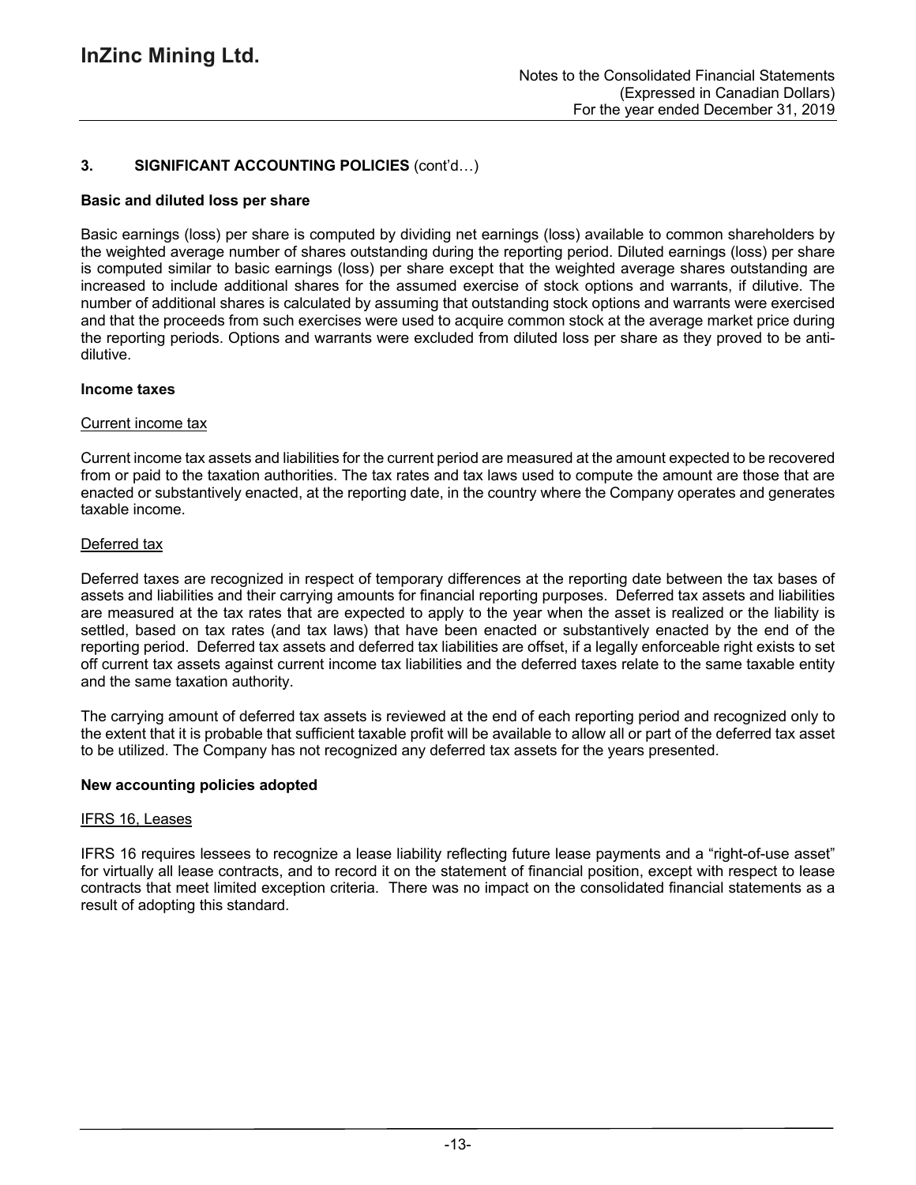## 3. SIGNIFICANT ACCOUNTING POLICIES (cont'd…)

**Basic and diluted loss per share**

Basic earnings (loss) per share is computed by dividing net earnings (loss) available to common shareholders by the weighted average number of shares outstanding during the reporting period. Diluted earnings (loss) per share is computed similar to basic earnings (loss) per share except that the weighted average shares outstanding are increased to include additional shares for the assumed exercise of stock options and warrants, if dilutive. The number of additional shares is calculated by assuming that outstanding stock options and warrants were exercised and that the proceeds from such exercises were used to acquire common stock at the average market price during the reporting periods. Options and warrants were excluded from diluted loss per share as they proved to be anti-dilutive.

**Income taxes**

Current income tax

Current income tax assets and liabilities for the current period are measured at the amount expected to be recovered from or paid to the taxation authorities. The tax rates and tax laws used to compute the amount are those that are enacted or substantively enacted, at the reporting date, in the country where the Company operates and generates taxable income.

Deferred tax

Deferred taxes are recognized in respect of temporary differences at the reporting date between the tax bases of assets and liabilities and their carrying amounts for financial reporting purposes. Deferred tax assets and liabilities are measured at the tax rates that are expected to apply to the year when the asset is realized or the liability is settled, based on tax rates (and tax laws) that have been enacted or substantively enacted by the end of the reporting period. Deferred tax assets and deferred tax liabilities are offset, if a legally enforceable right exists to set off current tax assets against current income tax liabilities and the deferred taxes relate to the same taxable entity and the same taxation authority.

The carrying amount of deferred tax assets is reviewed at the end of each reporting period and recognized only to the extent that it is probable that sufficient taxable profit will be available to allow all or part of the deferred tax asset to be utilized. The Company has not recognized any deferred tax assets for the years presented.

**New accounting policies adopted**

IFRS 16, Leases

IFRS 16 requires lessees to recognize a lease liability reflecting future lease payments and a "right-of-use asset" for virtually all lease contracts, and to record it on the statement of financial position, except with respect to lease contracts that meet limited exception criteria. There was no impact on the consolidated financial statements as a result of adopting this standard.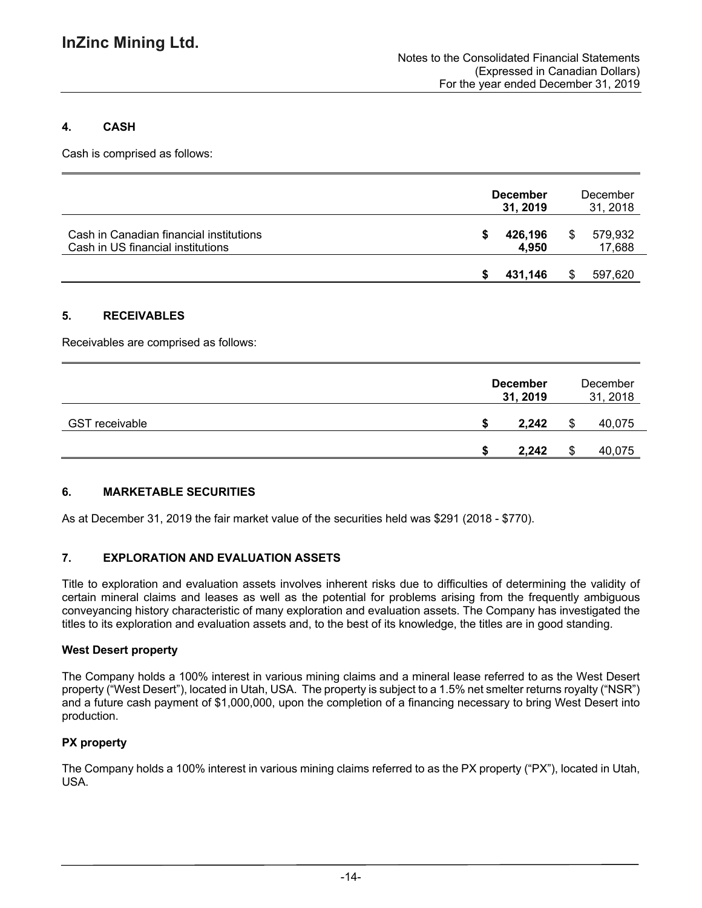## 4. CASH

Cash is comprised as follows:

| | December 31, 2019 | December 31, 2018 |
|---|---|---|
| Cash in Canadian financial institutions | $ 426,196 | $ 579,932 |
| Cash in US financial institutions | 4,950 | 17,688 |
| | $ 431,146 | $ 597,620 |

## 5. RECEIVABLES

Receivables are comprised as follows:

| | December 31, 2019 | December 31, 2018 |
|---|---|---|
| GST receivable | $ 2,242 | $ 40,075 |
| | $ 2,242 | $ 40,075 |

## 6. MARKETABLE SECURITIES

As at December 31, 2019 the fair market value of the securities held was $291 (2018 - $770).

## 7. EXPLORATION AND EVALUATION ASSETS

Title to exploration and evaluation assets involves inherent risks due to difficulties of determining the validity of certain mineral claims and leases as well as the potential for problems arising from the frequently ambiguous conveyancing history characteristic of many exploration and evaluation assets. The Company has investigated the titles to its exploration and evaluation assets and, to the best of its knowledge, the titles are in good standing.

**West Desert property**

The Company holds a 100% interest in various mining claims and a mineral lease referred to as the West Desert property ("West Desert"), located in Utah, USA. The property is subject to a 1.5% net smelter returns royalty ("NSR") and a future cash payment of $1,000,000, upon the completion of a financing necessary to bring West Desert into production.

**PX property**

The Company holds a 100% interest in various mining claims referred to as the PX property ("PX"), located in Utah, USA.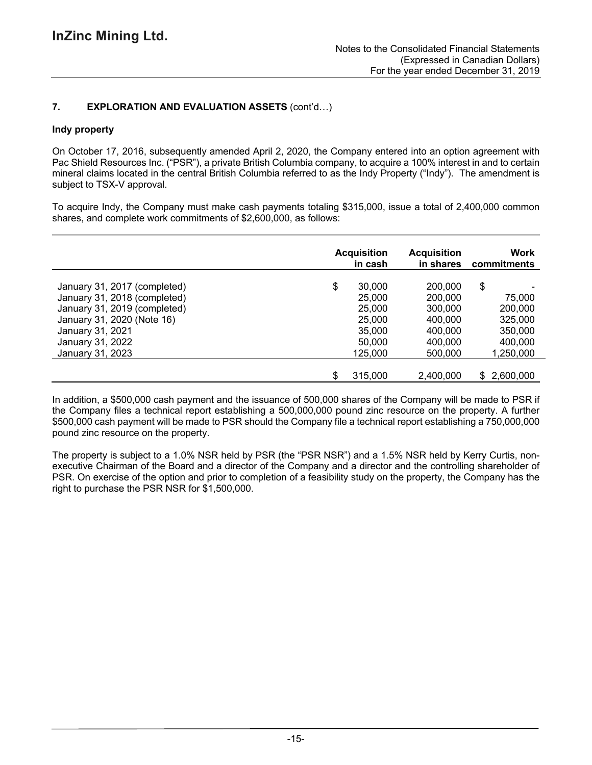## 7. EXPLORATION AND EVALUATION ASSETS (cont'd…)

### Indy property

On October 17, 2016, subsequently amended April 2, 2020, the Company entered into an option agreement with Pac Shield Resources Inc. ("PSR"), a private British Columbia company, to acquire a 100% interest in and to certain mineral claims located in the central British Columbia referred to as the Indy Property ("Indy"). The amendment is subject to TSX-V approval.

To acquire Indy, the Company must make cash payments totaling $315,000, issue a total of 2,400,000 common shares, and complete work commitments of $2,600,000, as follows:

| | Acquisition in cash | Acquisition in shares | Work commitments |
|---|---|---|---|
| January 31, 2017 (completed) | $ 30,000 | 200,000 | $ - |
| January 31, 2018 (completed) | 25,000 | 200,000 | 75,000 |
| January 31, 2019 (completed) | 25,000 | 300,000 | 200,000 |
| January 31, 2020 (Note 16) | 25,000 | 400,000 | 325,000 |
| January 31, 2021 | 35,000 | 400,000 | 350,000 |
| January 31, 2022 | 50,000 | 400,000 | 400,000 |
| January 31, 2023 | 125,000 | 500,000 | 1,250,000 |
| | $ 315,000 | 2,400,000 | $ 2,600,000 |

In addition, a $500,000 cash payment and the issuance of 500,000 shares of the Company will be made to PSR if the Company files a technical report establishing a 500,000,000 pound zinc resource on the property. A further $500,000 cash payment will be made to PSR should the Company file a technical report establishing a 750,000,000 pound zinc resource on the property.

The property is subject to a 1.0% NSR held by PSR (the "PSR NSR") and a 1.5% NSR held by Kerry Curtis, non-executive Chairman of the Board and a director of the Company and a director and the controlling shareholder of PSR. On exercise of the option and prior to completion of a feasibility study on the property, the Company has the right to purchase the PSR NSR for $1,500,000.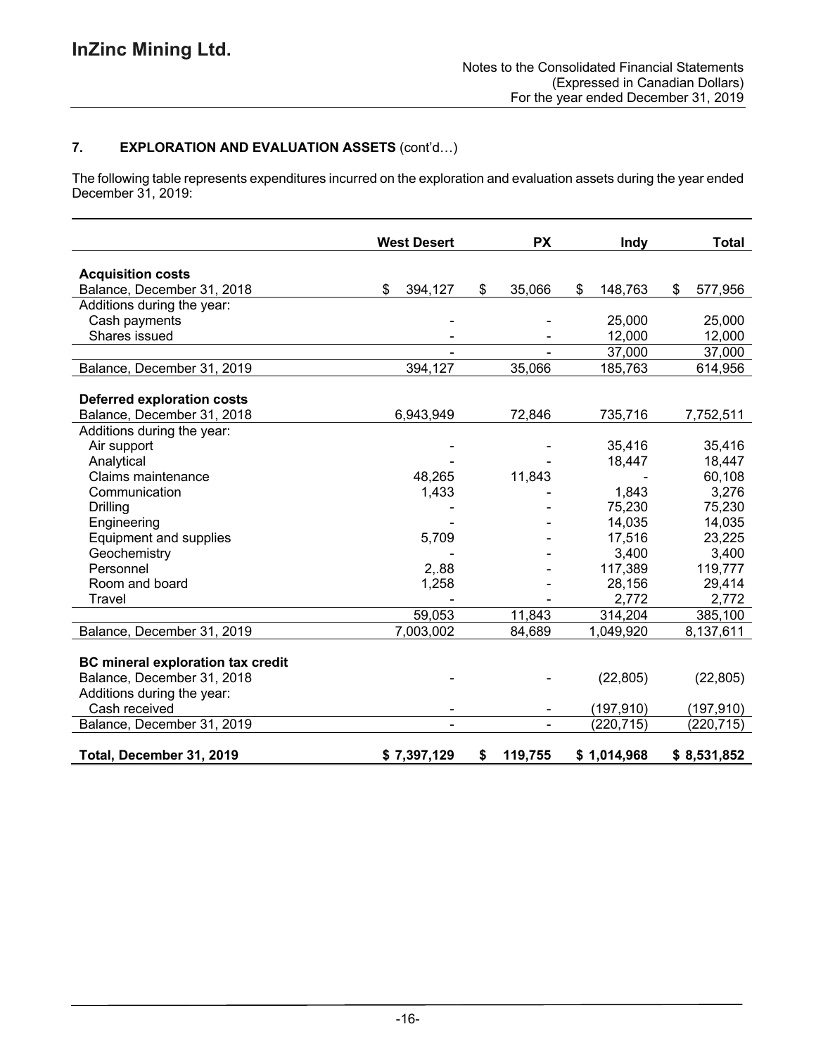## 7. EXPLORATION AND EVALUATION ASSETS (cont'd…)

The following table represents expenditures incurred on the exploration and evaluation assets during the year ended December 31, 2019:

| | West Desert | PX | Indy | Total |
|---|---|---|---|---|
| **Acquisition costs** | | | | |
| Balance, December 31, 2018 | $ 394,127 | $ 35,066 | $ 148,763 | $ 577,956 |
| Additions during the year: | | | | |
| Cash payments | - | - | 25,000 | 25,000 |
| Shares issued | - | - | 12,000 | 12,000 |
| | - | - | 37,000 | 37,000 |
| Balance, December 31, 2019 | 394,127 | 35,066 | 185,763 | 614,956 |
| **Deferred exploration costs** | | | | |
| Balance, December 31, 2018 | 6,943,949 | 72,846 | 735,716 | 7,752,511 |
| Additions during the year: | | | | |
| Air support | - | - | 35,416 | 35,416 |
| Analytical | - | - | 18,447 | 18,447 |
| Claims maintenance | 48,265 | 11,843 | - | 60,108 |
| Communication | 1,433 | - | 1,843 | 3,276 |
| Drilling | - | - | 75,230 | 75,230 |
| Engineering | - | - | 14,035 | 14,035 |
| Equipment and supplies | 5,709 | - | 17,516 | 23,225 |
| Geochemistry | - | - | 3,400 | 3,400 |
| Personnel | 2,.88 | - | 117,389 | 119,777 |
| Room and board | 1,258 | - | 28,156 | 29,414 |
| Travel | - | - | 2,772 | 2,772 |
| | 59,053 | 11,843 | 314,204 | 385,100 |
| Balance, December 31, 2019 | 7,003,002 | 84,689 | 1,049,920 | 8,137,611 |
| **BC mineral exploration tax credit** | | | | |
| Balance, December 31, 2018 | - | - | (22,805) | (22,805) |
| Additions during the year: | | | | |
| Cash received | - | - | (197,910) | (197,910) |
| Balance, December 31, 2019 | - | - | (220,715) | (220,715) |
| **Total, December 31, 2019** | **$ 7,397,129** | **$ 119,755** | **$ 1,014,968** | **$ 8,531,852** |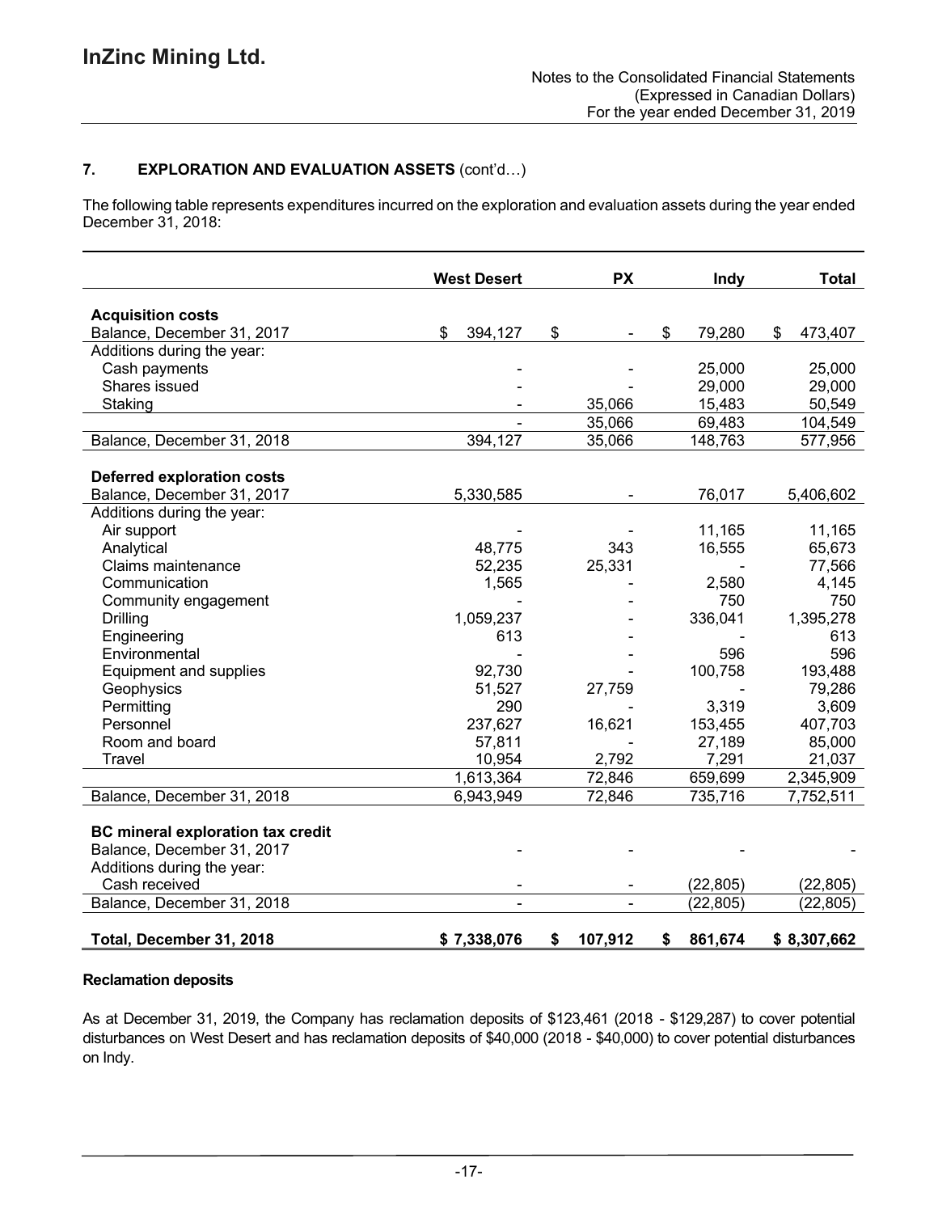## 7. EXPLORATION AND EVALUATION ASSETS (cont'd…)

The following table represents expenditures incurred on the exploration and evaluation assets during the year ended December 31, 2018:

| | West Desert | PX | Indy | Total |
|---|---|---|---|---|
| **Acquisition costs** | | | | |
| Balance, December 31, 2017 | $ 394,127 | $ - | $ 79,280 | $ 473,407 |
| Additions during the year: | | | | |
| Cash payments | - | - | 25,000 | 25,000 |
| Shares issued | - | - | 29,000 | 29,000 |
| Staking | - | 35,066 | 15,483 | 50,549 |
| | - | 35,066 | 69,483 | 104,549 |
| Balance, December 31, 2018 | 394,127 | 35,066 | 148,763 | 577,956 |
| **Deferred exploration costs** | | | | |
| Balance, December 31, 2017 | 5,330,585 | - | 76,017 | 5,406,602 |
| Additions during the year: | | | | |
| Air support | - | - | 11,165 | 11,165 |
| Analytical | 48,775 | 343 | 16,555 | 65,673 |
| Claims maintenance | 52,235 | 25,331 | - | 77,566 |
| Communication | 1,565 | - | 2,580 | 4,145 |
| Community engagement | - | - | 750 | 750 |
| Drilling | 1,059,237 | - | 336,041 | 1,395,278 |
| Engineering | 613 | - | - | 613 |
| Environmental | - | - | 596 | 596 |
| Equipment and supplies | 92,730 | - | 100,758 | 193,488 |
| Geophysics | 51,527 | 27,759 | - | 79,286 |
| Permitting | 290 | - | 3,319 | 3,609 |
| Personnel | 237,627 | 16,621 | 153,455 | 407,703 |
| Room and board | 57,811 | - | 27,189 | 85,000 |
| Travel | 10,954 | 2,792 | 7,291 | 21,037 |
| | 1,613,364 | 72,846 | 659,699 | 2,345,909 |
| Balance, December 31, 2018 | 6,943,949 | 72,846 | 735,716 | 7,752,511 |
| **BC mineral exploration tax credit** | | | | |
| Balance, December 31, 2017 | - | - | - | - |
| Additions during the year: | | | | |
| Cash received | - | - | (22,805) | (22,805) |
| Balance, December 31, 2018 | - | - | (22,805) | (22,805) |
| **Total, December 31, 2018** | **$ 7,338,076** | **$ 107,912** | **$ 861,674** | **$ 8,307,662** |

**Reclamation deposits**

As at December 31, 2019, the Company has reclamation deposits of $123,461 (2018 - $129,287) to cover potential disturbances on West Desert and has reclamation deposits of $40,000 (2018 - $40,000) to cover potential disturbances on Indy.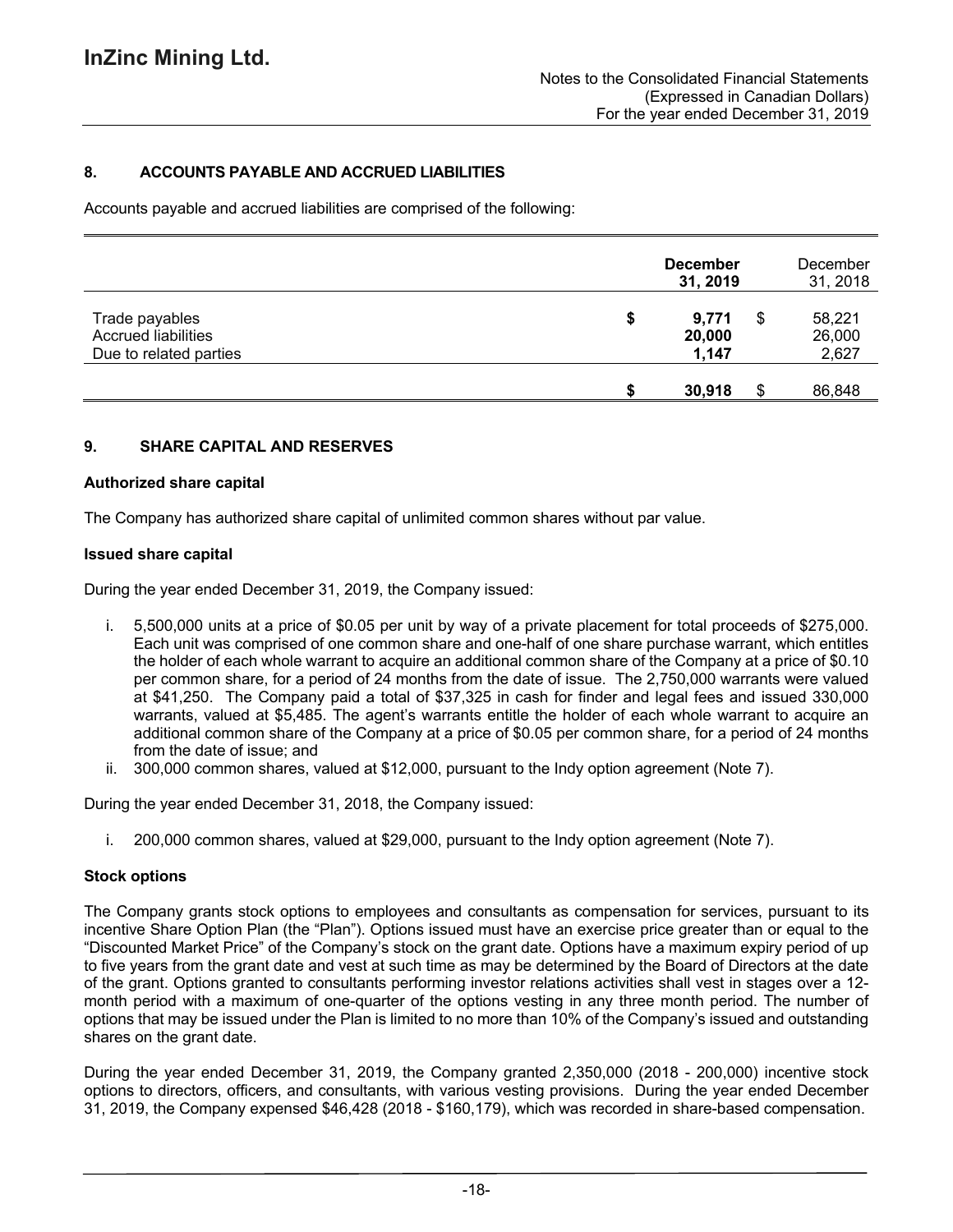## 8. ACCOUNTS PAYABLE AND ACCRUED LIABILITIES

Accounts payable and accrued liabilities are comprised of the following:

| | December 31, 2019 | December 31, 2018 |
|---|---|---|
| Trade payables | $ 9,771 | $ 58,221 |
| Accrued liabilities | 20,000 | 26,000 |
| Due to related parties | 1,147 | 2,627 |
| | $ 30,918 | $ 86,848 |

## 9. SHARE CAPITAL AND RESERVES

### Authorized share capital

The Company has authorized share capital of unlimited common shares without par value.

### Issued share capital

During the year ended December 31, 2019, the Company issued:

i. 5,500,000 units at a price of $0.05 per unit by way of a private placement for total proceeds of $275,000. Each unit was comprised of one common share and one-half of one share purchase warrant, which entitles the holder of each whole warrant to acquire an additional common share of the Company at a price of $0.10 per common share, for a period of 24 months from the date of issue. The 2,750,000 warrants were valued at $41,250. The Company paid a total of $37,325 in cash for finder and legal fees and issued 330,000 warrants, valued at $5,485. The agent's warrants entitle the holder of each whole warrant to acquire an additional common share of the Company at a price of $0.05 per common share, for a period of 24 months from the date of issue; and
ii. 300,000 common shares, valued at $12,000, pursuant to the Indy option agreement (Note 7).

During the year ended December 31, 2018, the Company issued:

i. 200,000 common shares, valued at $29,000, pursuant to the Indy option agreement (Note 7).

### Stock options

The Company grants stock options to employees and consultants as compensation for services, pursuant to its incentive Share Option Plan (the "Plan"). Options issued must have an exercise price greater than or equal to the "Discounted Market Price" of the Company's stock on the grant date. Options have a maximum expiry period of up to five years from the grant date and vest at such time as may be determined by the Board of Directors at the date of the grant. Options granted to consultants performing investor relations activities shall vest in stages over a 12-month period with a maximum of one-quarter of the options vesting in any three month period. The number of options that may be issued under the Plan is limited to no more than 10% of the Company's issued and outstanding shares on the grant date.

During the year ended December 31, 2019, the Company granted 2,350,000 (2018 - 200,000) incentive stock options to directors, officers, and consultants, with various vesting provisions. During the year ended December 31, 2019, the Company expensed $46,428 (2018 - $160,179), which was recorded in share-based compensation.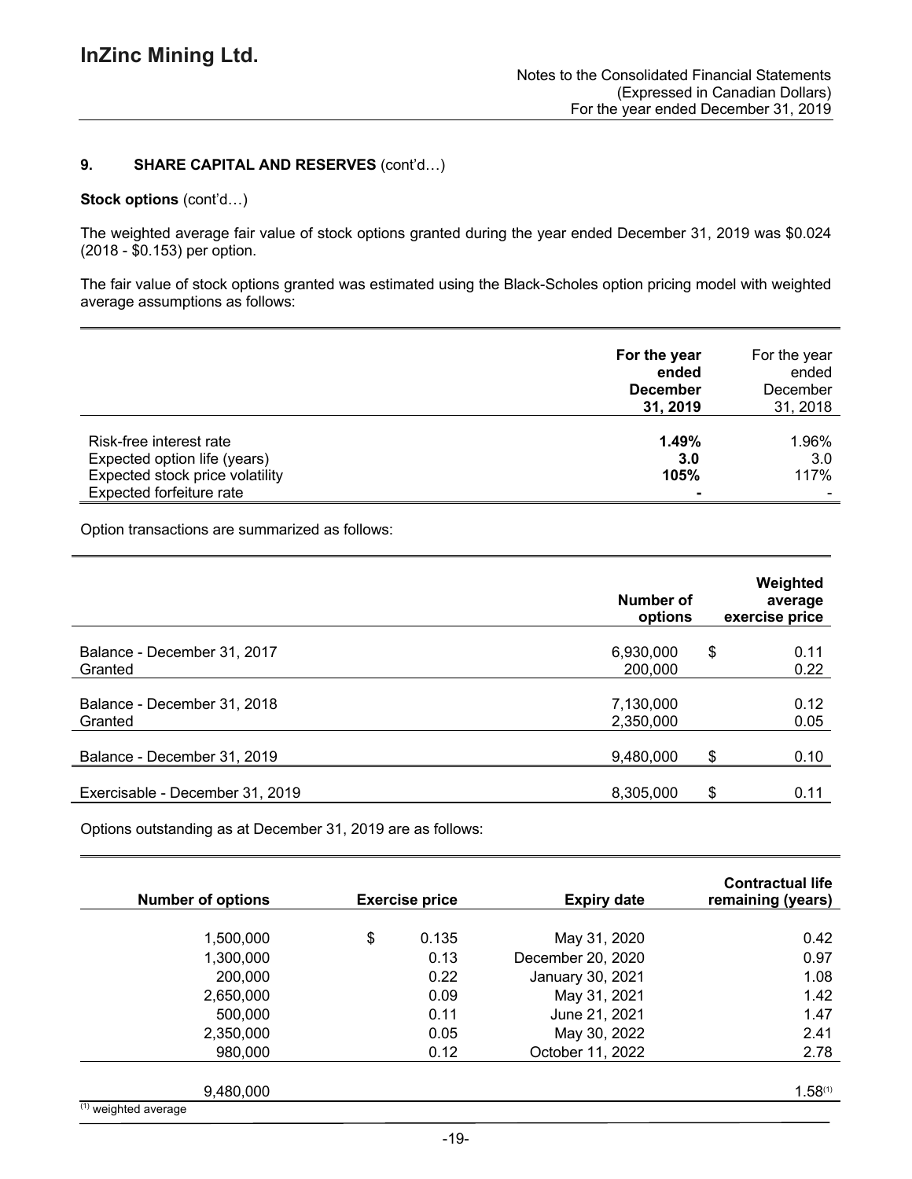## 9. SHARE CAPITAL AND RESERVES (cont'd…)

**Stock options** (cont'd…)

The weighted average fair value of stock options granted during the year ended December 31, 2019 was $0.024 (2018 - $0.153) per option.

The fair value of stock options granted was estimated using the Black-Scholes option pricing model with weighted average assumptions as follows:

| | For the year ended December 31, 2019 | For the year ended December 31, 2018 |
|---|---|---|
| Risk-free interest rate | **1.49%** | 1.96% |
| Expected option life (years) | **3.0** | 3.0 |
| Expected stock price volatility | **105%** | 117% |
| Expected forfeiture rate | **-** | - |

Option transactions are summarized as follows:

| | Number of options | Weighted average exercise price |
|---|---|---|
| Balance - December 31, 2017 | 6,930,000 | $ 0.11 |
| Granted | 200,000 | 0.22 |
| Balance - December 31, 2018 | 7,130,000 | 0.12 |
| Granted | 2,350,000 | 0.05 |
| Balance - December 31, 2019 | 9,480,000 | $ 0.10 |
| Exercisable - December 31, 2019 | 8,305,000 | $ 0.11 |

Options outstanding as at December 31, 2019 are as follows:

| Number of options | Exercise price | Expiry date | Contractual life remaining (years) |
|---|---|---|---|
| 1,500,000 | $ 0.135 | May 31, 2020 | 0.42 |
| 1,300,000 | 0.13 | December 20, 2020 | 0.97 |
| 200,000 | 0.22 | January 30, 2021 | 1.08 |
| 2,650,000 | 0.09 | May 31, 2021 | 1.42 |
| 500,000 | 0.11 | June 21, 2021 | 1.47 |
| 2,350,000 | 0.05 | May 30, 2022 | 2.41 |
| 980,000 | 0.12 | October 11, 2022 | 2.78 |
| 9,480,000 | | | 1.58[1] |

[1] weighted average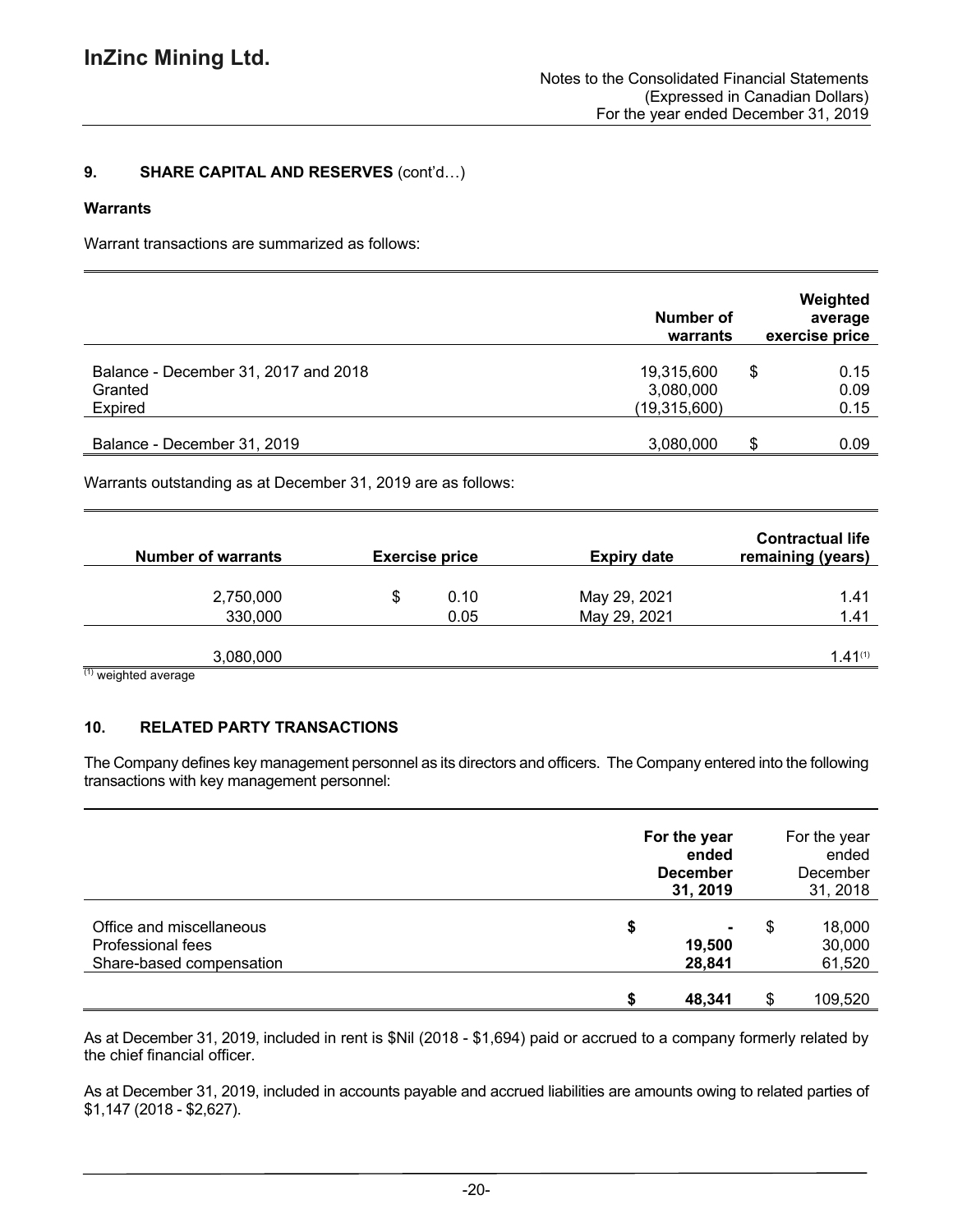### 9. SHARE CAPITAL AND RESERVES (cont'd…)

**Warrants**

Warrant transactions are summarized as follows:

| | Number of warrants | Weighted average exercise price |
|---|---|---|
| Balance - December 31, 2017 and 2018 | 19,315,600 | $ 0.15 |
| Granted | 3,080,000 | 0.09 |
| Expired | (19,315,600) | 0.15 |
| Balance - December 31, 2019 | 3,080,000 | $ 0.09 |

Warrants outstanding as at December 31, 2019 are as follows:

| Number of warrants | Exercise price | Expiry date | Contractual life remaining (years) |
|---|---|---|---|
| 2,750,000 | $ 0.10 | May 29, 2021 | 1.41 |
| 330,000 | 0.05 | May 29, 2021 | 1.41 |
| 3,080,000 | | | 1.41(1) |

(1) weighted average

### 10. RELATED PARTY TRANSACTIONS

The Company defines key management personnel as its directors and officers. The Company entered into the following transactions with key management personnel:

| | For the year ended December 31, 2019 | For the year ended December 31, 2018 |
|---|---|---|
| Office and miscellaneous | $ - | $ 18,000 |
| Professional fees | 19,500 | 30,000 |
| Share-based compensation | 28,841 | 61,520 |
| | $ 48,341 | $ 109,520 |

As at December 31, 2019, included in rent is $Nil (2018 - $1,694) paid or accrued to a company formerly related by the chief financial officer.

As at December 31, 2019, included in accounts payable and accrued liabilities are amounts owing to related parties of $1,147 (2018 - $2,627).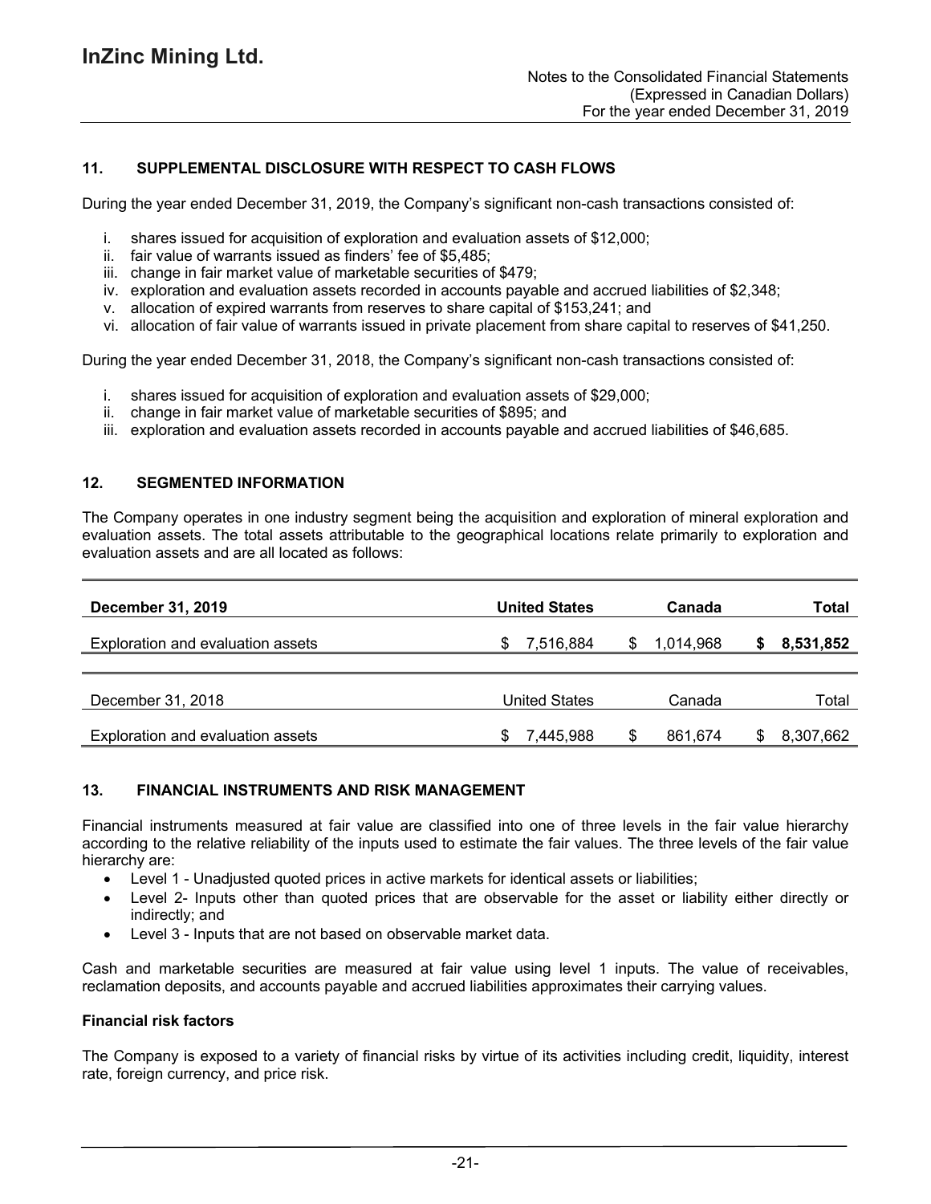## 11. SUPPLEMENTAL DISCLOSURE WITH RESPECT TO CASH FLOWS

During the year ended December 31, 2019, the Company's significant non-cash transactions consisted of:

i. shares issued for acquisition of exploration and evaluation assets of $12,000;
ii. fair value of warrants issued as finders' fee of $5,485;
iii. change in fair market value of marketable securities of $479;
iv. exploration and evaluation assets recorded in accounts payable and accrued liabilities of $2,348;
v. allocation of expired warrants from reserves to share capital of $153,241; and
vi. allocation of fair value of warrants issued in private placement from share capital to reserves of $41,250.

During the year ended December 31, 2018, the Company's significant non-cash transactions consisted of:

i. shares issued for acquisition of exploration and evaluation assets of $29,000;
ii. change in fair market value of marketable securities of $895; and
iii. exploration and evaluation assets recorded in accounts payable and accrued liabilities of $46,685.

## 12. SEGMENTED INFORMATION

The Company operates in one industry segment being the acquisition and exploration of mineral exploration and evaluation assets. The total assets attributable to the geographical locations relate primarily to exploration and evaluation assets and are all located as follows:

| **December 31, 2019** | **United States** | **Canada** | **Total** |
|---|---|---|---|
| Exploration and evaluation assets | $ 7,516,884 | $ 1,014,968 | **$ 8,531,852** |

| December 31, 2018 | United States | Canada | Total |
|---|---|---|---|
| Exploration and evaluation assets | $ 7,445,988 | $ 861,674 | $ 8,307,662 |

## 13. FINANCIAL INSTRUMENTS AND RISK MANAGEMENT

Financial instruments measured at fair value are classified into one of three levels in the fair value hierarchy according to the relative reliability of the inputs used to estimate the fair values. The three levels of the fair value hierarchy are:

- Level 1 - Unadjusted quoted prices in active markets for identical assets or liabilities;
- Level 2- Inputs other than quoted prices that are observable for the asset or liability either directly or indirectly; and
- Level 3 - Inputs that are not based on observable market data.

Cash and marketable securities are measured at fair value using level 1 inputs. The value of receivables, reclamation deposits, and accounts payable and accrued liabilities approximates their carrying values.

**Financial risk factors**

The Company is exposed to a variety of financial risks by virtue of its activities including credit, liquidity, interest rate, foreign currency, and price risk.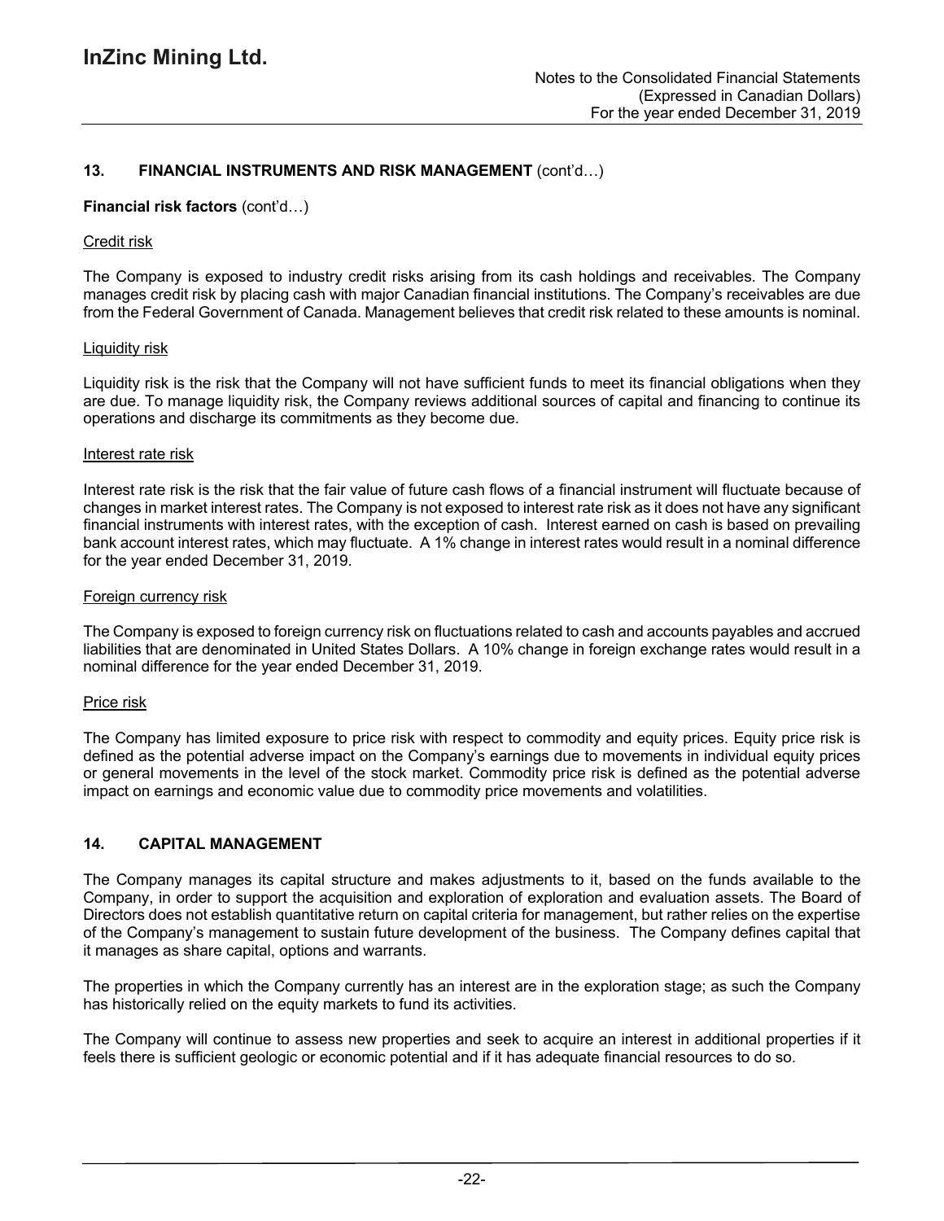## 13. FINANCIAL INSTRUMENTS AND RISK MANAGEMENT (cont'd…)

**Financial risk factors** (cont'd…)

Credit risk

The Company is exposed to industry credit risks arising from its cash holdings and receivables. The Company manages credit risk by placing cash with major Canadian financial institutions. The Company's receivables are due from the Federal Government of Canada. Management believes that credit risk related to these amounts is nominal.

Liquidity risk

Liquidity risk is the risk that the Company will not have sufficient funds to meet its financial obligations when they are due. To manage liquidity risk, the Company reviews additional sources of capital and financing to continue its operations and discharge its commitments as they become due.

Interest rate risk

Interest rate risk is the risk that the fair value of future cash flows of a financial instrument will fluctuate because of changes in market interest rates. The Company is not exposed to interest rate risk as it does not have any significant financial instruments with interest rates, with the exception of cash. Interest earned on cash is based on prevailing bank account interest rates, which may fluctuate. A 1% change in interest rates would result in a nominal difference for the year ended December 31, 2019.

Foreign currency risk

The Company is exposed to foreign currency risk on fluctuations related to cash and accounts payables and accrued liabilities that are denominated in United States Dollars. A 10% change in foreign exchange rates would result in a nominal difference for the year ended December 31, 2019.

Price risk

The Company has limited exposure to price risk with respect to commodity and equity prices. Equity price risk is defined as the potential adverse impact on the Company's earnings due to movements in individual equity prices or general movements in the level of the stock market. Commodity price risk is defined as the potential adverse impact on earnings and economic value due to commodity price movements and volatilities.

## 14. CAPITAL MANAGEMENT

The Company manages its capital structure and makes adjustments to it, based on the funds available to the Company, in order to support the acquisition and exploration of exploration and evaluation assets. The Board of Directors does not establish quantitative return on capital criteria for management, but rather relies on the expertise of the Company's management to sustain future development of the business. The Company defines capital that it manages as share capital, options and warrants.

The properties in which the Company currently has an interest are in the exploration stage; as such the Company has historically relied on the equity markets to fund its activities.

The Company will continue to assess new properties and seek to acquire an interest in additional properties if it feels there is sufficient geologic or economic potential and if it has adequate financial resources to do so.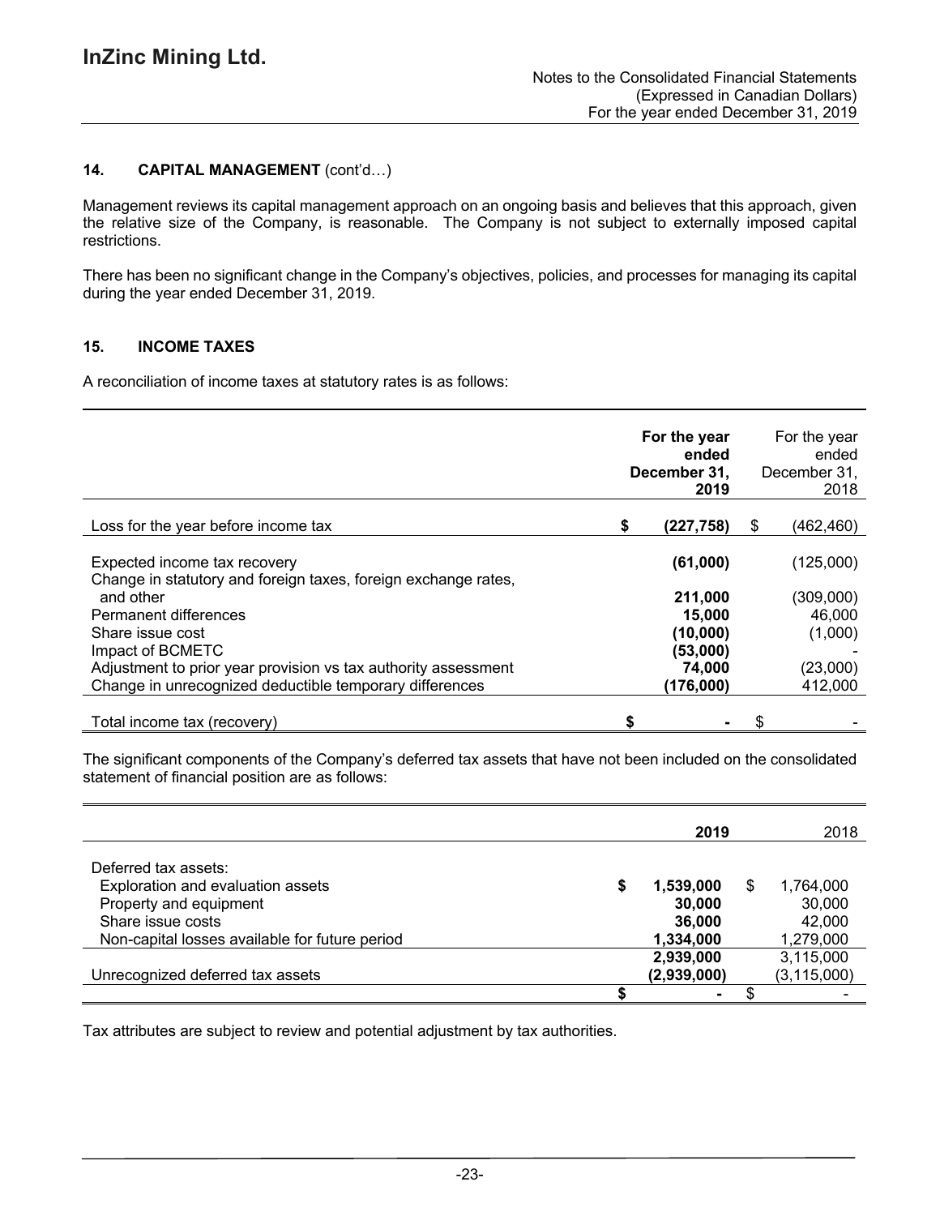### 14. CAPITAL MANAGEMENT (cont'd…)

Management reviews its capital management approach on an ongoing basis and believes that this approach, given the relative size of the Company, is reasonable. The Company is not subject to externally imposed capital restrictions.

There has been no significant change in the Company's objectives, policies, and processes for managing its capital during the year ended December 31, 2019.

### 15. INCOME TAXES

A reconciliation of income taxes at statutory rates is as follows:

| | For the year ended December 31, 2019 | For the year ended December 31, 2018 |
|---|---|---|
| Loss for the year before income tax | $ (227,758) | $ (462,460) |
| Expected income tax recovery | (61,000) | (125,000) |
| Change in statutory and foreign taxes, foreign exchange rates, and other | 211,000 | (309,000) |
| Permanent differences | 15,000 | 46,000 |
| Share issue cost | (10,000) | (1,000) |
| Impact of BCMETC | (53,000) | - |
| Adjustment to prior year provision vs tax authority assessment | 74,000 | (23,000) |
| Change in unrecognized deductible temporary differences | (176,000) | 412,000 |
| Total income tax (recovery) | $ - | $ - |

The significant components of the Company's deferred tax assets that have not been included on the consolidated statement of financial position are as follows:

| | 2019 | 2018 |
|---|---|---|
| Deferred tax assets: | | |
| Exploration and evaluation assets | $ 1,539,000 | $ 1,764,000 |
| Property and equipment | 30,000 | 30,000 |
| Share issue costs | 36,000 | 42,000 |
| Non-capital losses available for future period | 1,334,000 | 1,279,000 |
| | 2,939,000 | 3,115,000 |
| Unrecognized deferred tax assets | (2,939,000) | (3,115,000) |
| | $ - | $ - |

Tax attributes are subject to review and potential adjustment by tax authorities.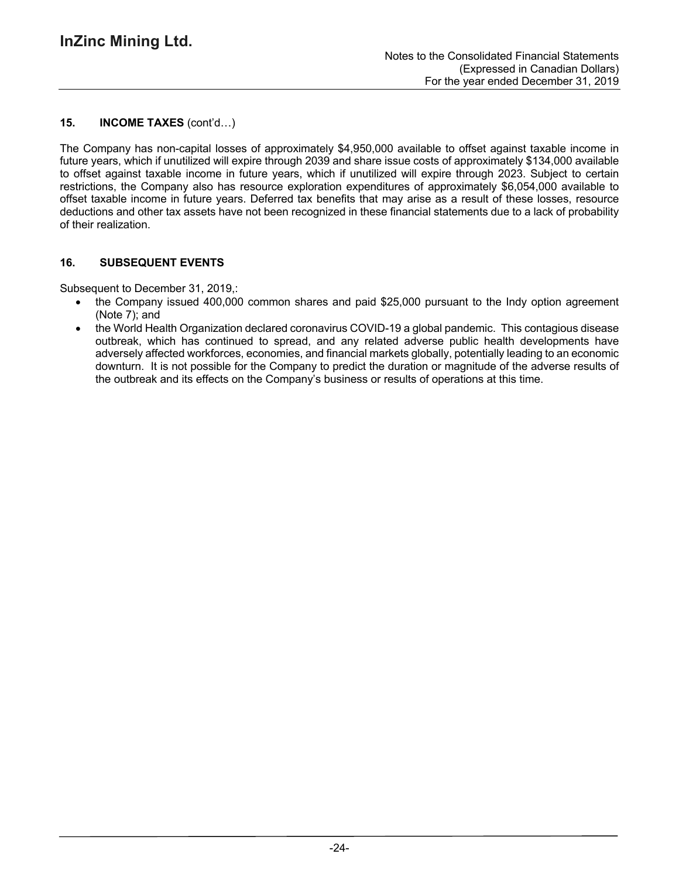## 15. INCOME TAXES (cont'd…)

The Company has non-capital losses of approximately $4,950,000 available to offset against taxable income in future years, which if unutilized will expire through 2039 and share issue costs of approximately $134,000 available to offset against taxable income in future years, which if unutilized will expire through 2023. Subject to certain restrictions, the Company also has resource exploration expenditures of approximately $6,054,000 available to offset taxable income in future years. Deferred tax benefits that may arise as a result of these losses, resource deductions and other tax assets have not been recognized in these financial statements due to a lack of probability of their realization.

## 16. SUBSEQUENT EVENTS

Subsequent to December 31, 2019,:

- the Company issued 400,000 common shares and paid $25,000 pursuant to the Indy option agreement (Note 7); and
- the World Health Organization declared coronavirus COVID-19 a global pandemic. This contagious disease outbreak, which has continued to spread, and any related adverse public health developments have adversely affected workforces, economies, and financial markets globally, potentially leading to an economic downturn. It is not possible for the Company to predict the duration or magnitude of the adverse results of the outbreak and its effects on the Company's business or results of operations at this time.